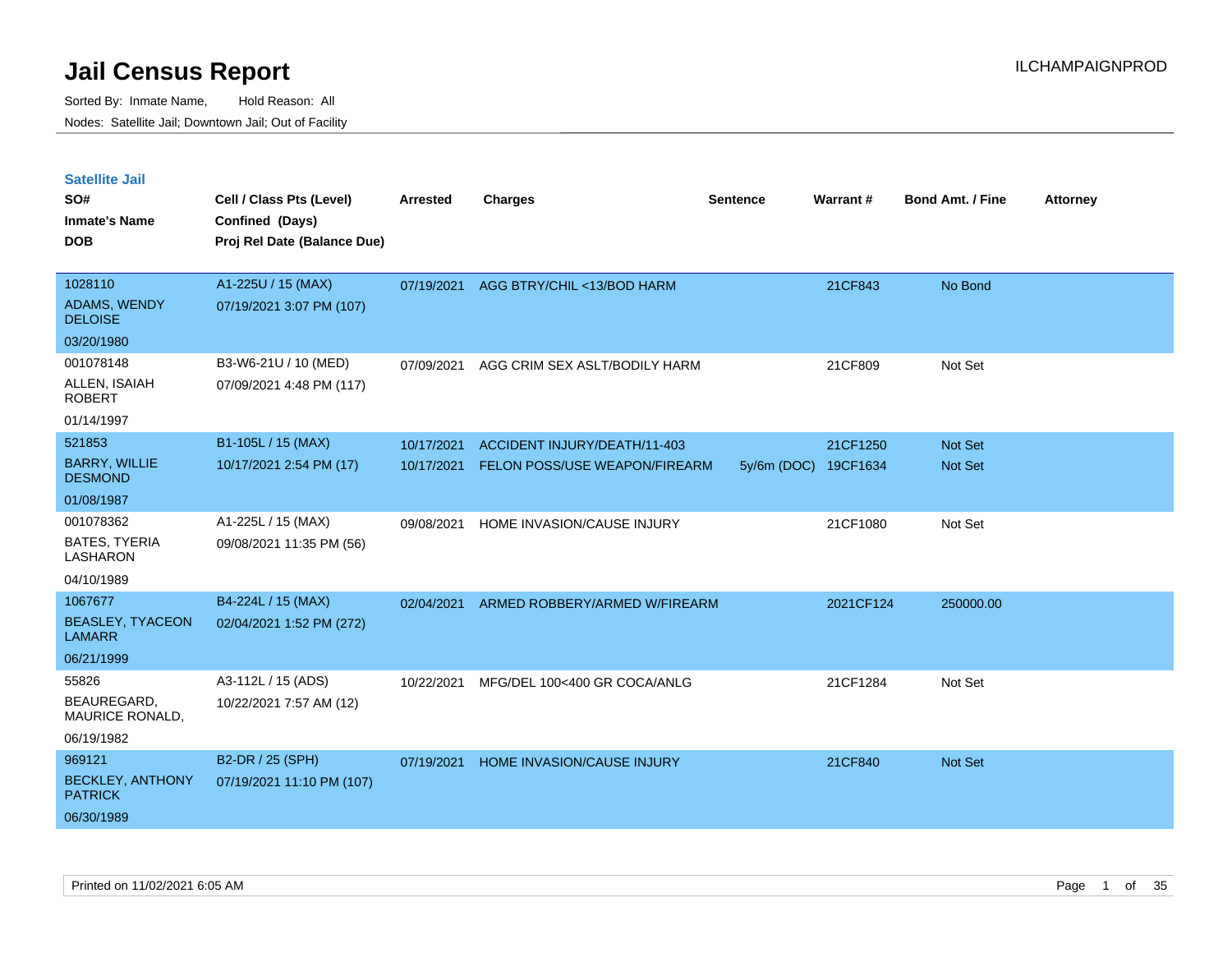# Jail Census Report

Sorted By: Inmate Name, Hold Reason: All

Nodes: Satellite Jail; Downtown Jail; Out of Facility

## Satellite Jail

| SO# / Inmate's Name / DOB | Cell / Class Pts (Level) / Confined (Days) / Proj Rel Date (Balance Due) | Arrested | Charges | Sentence | Warrant # | Bond Amt. / Fine | Attorney |
|---|---|---|---|---|---|---|---|
| 1028110<br>ADAMS, WENDY DELOISE<br>03/20/1980 | A1-225U / 15 (MAX)<br>07/19/2021 3:07 PM (107) | 07/19/2021 | AGG BTRY/CHIL <13/BOD HARM | | 21CF843 | No Bond | |
| 001078148<br>ALLEN, ISAIAH ROBERT<br>01/14/1997 | B3-W6-21U / 10 (MED)<br>07/09/2021 4:48 PM (117) | 07/09/2021 | AGG CRIM SEX ASLT/BODILY HARM | | 21CF809 | Not Set | |
| 521853<br>BARRY, WILLIE DESMOND<br>01/08/1987 | B1-105L / 15 (MAX)<br>10/17/2021 2:54 PM (17) | 10/17/2021 | ACCIDENT INJURY/DEATH/11-403 | | 21CF1250 | Not Set | |
| | | 10/17/2021 | FELON POSS/USE WEAPON/FIREARM | 5y/6m (DOC) | 19CF1634 | Not Set | |
| 001078362<br>BATES, TYERIA LASHARON<br>04/10/1989 | A1-225L / 15 (MAX)<br>09/08/2021 11:35 PM (56) | 09/08/2021 | HOME INVASION/CAUSE INJURY | | 21CF1080 | Not Set | |
| 1067677<br>BEASLEY, TYACEON LAMARR<br>06/21/1999 | B4-224L / 15 (MAX)<br>02/04/2021 1:52 PM (272) | 02/04/2021 | ARMED ROBBERY/ARMED W/FIREARM | | 2021CF124 | 250000.00 | |
| 55826<br>BEAUREGARD, MAURICE RONALD,<br>06/19/1982 | A3-112L / 15 (ADS)<br>10/22/2021 7:57 AM (12) | 10/22/2021 | MFG/DEL 100<400 GR COCA/ANLG | | 21CF1284 | Not Set | |
| 969121<br>BECKLEY, ANTHONY PATRICK<br>06/30/1989 | B2-DR / 25 (SPH)<br>07/19/2021 11:10 PM (107) | 07/19/2021 | HOME INVASION/CAUSE INJURY | | 21CF840 | Not Set | |

Printed on 11/02/2021 6:05 AM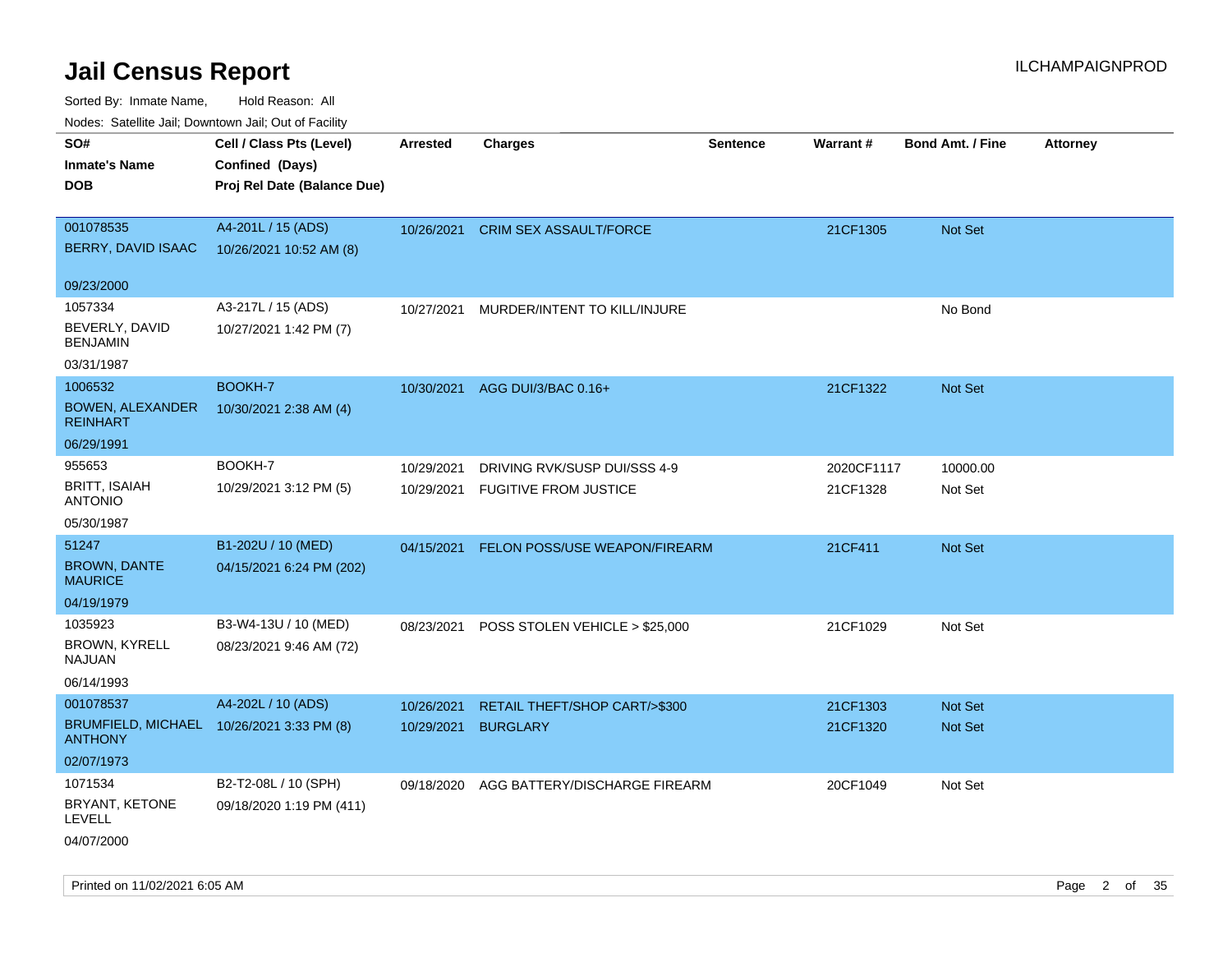# Jail Census Report

ILCHAMPAIGNPROD

Sorted By: Inmate Name, Hold Reason: All

Nodes: Satellite Jail; Downtown Jail; Out of Facility

| SO# / Inmate's Name / DOB | Cell / Class Pts (Level) / Confined (Days) / Proj Rel Date (Balance Due) | Arrested | Charges | Sentence | Warrant # | Bond Amt. / Fine | Attorney |
|---|---|---|---|---|---|---|---|
| 001078535<br>BERRY, DAVID ISAAC<br>09/23/2000 | A4-201L / 15 (ADS)<br>10/26/2021 10:52 AM (8) | 10/26/2021 | CRIM SEX ASSAULT/FORCE | | 21CF1305 | Not Set | |
| 1057334<br>BEVERLY, DAVID BENJAMIN<br>03/31/1987 | A3-217L / 15 (ADS)<br>10/27/2021 1:42 PM (7) | 10/27/2021 | MURDER/INTENT TO KILL/INJURE | | | No Bond | |
| 1006532<br>BOWEN, ALEXANDER REINHART<br>06/29/1991 | BOOKH-7<br>10/30/2021 2:38 AM (4) | 10/30/2021 | AGG DUI/3/BAC 0.16+ | | 21CF1322 | Not Set | |
| 955653<br>BRITT, ISAIAH ANTONIO<br>05/30/1987 | BOOKH-7<br>10/29/2021 3:12 PM (5) | 10/29/2021<br>10/29/2021 | DRIVING RVK/SUSP DUI/SSS 4-9<br>FUGITIVE FROM JUSTICE | | 2020CF1117<br>21CF1328 | 10000.00<br>Not Set | |
| 51247<br>BROWN, DANTE MAURICE<br>04/19/1979 | B1-202U / 10 (MED)<br>04/15/2021 6:24 PM (202) | 04/15/2021 | FELON POSS/USE WEAPON/FIREARM | | 21CF411 | Not Set | |
| 1035923<br>BROWN, KYRELL NAJUAN<br>06/14/1993 | B3-W4-13U / 10 (MED)<br>08/23/2021 9:46 AM (72) | 08/23/2021 | POSS STOLEN VEHICLE > $25,000 | | 21CF1029 | Not Set | |
| 001078537<br>BRUMFIELD, MICHAEL ANTHONY<br>02/07/1973 | A4-202L / 10 (ADS)<br>10/26/2021 3:33 PM (8) | 10/26/2021<br>10/29/2021 | RETAIL THEFT/SHOP CART/>$300<br>BURGLARY | | 21CF1303<br>21CF1320 | Not Set<br>Not Set | |
| 1071534<br>BRYANT, KETONE LEVELL<br>04/07/2000 | B2-T2-08L / 10 (SPH)<br>09/18/2020 1:19 PM (411) | 09/18/2020 | AGG BATTERY/DISCHARGE FIREARM | | 20CF1049 | Not Set | |

Printed on 11/02/2021 6:05 AM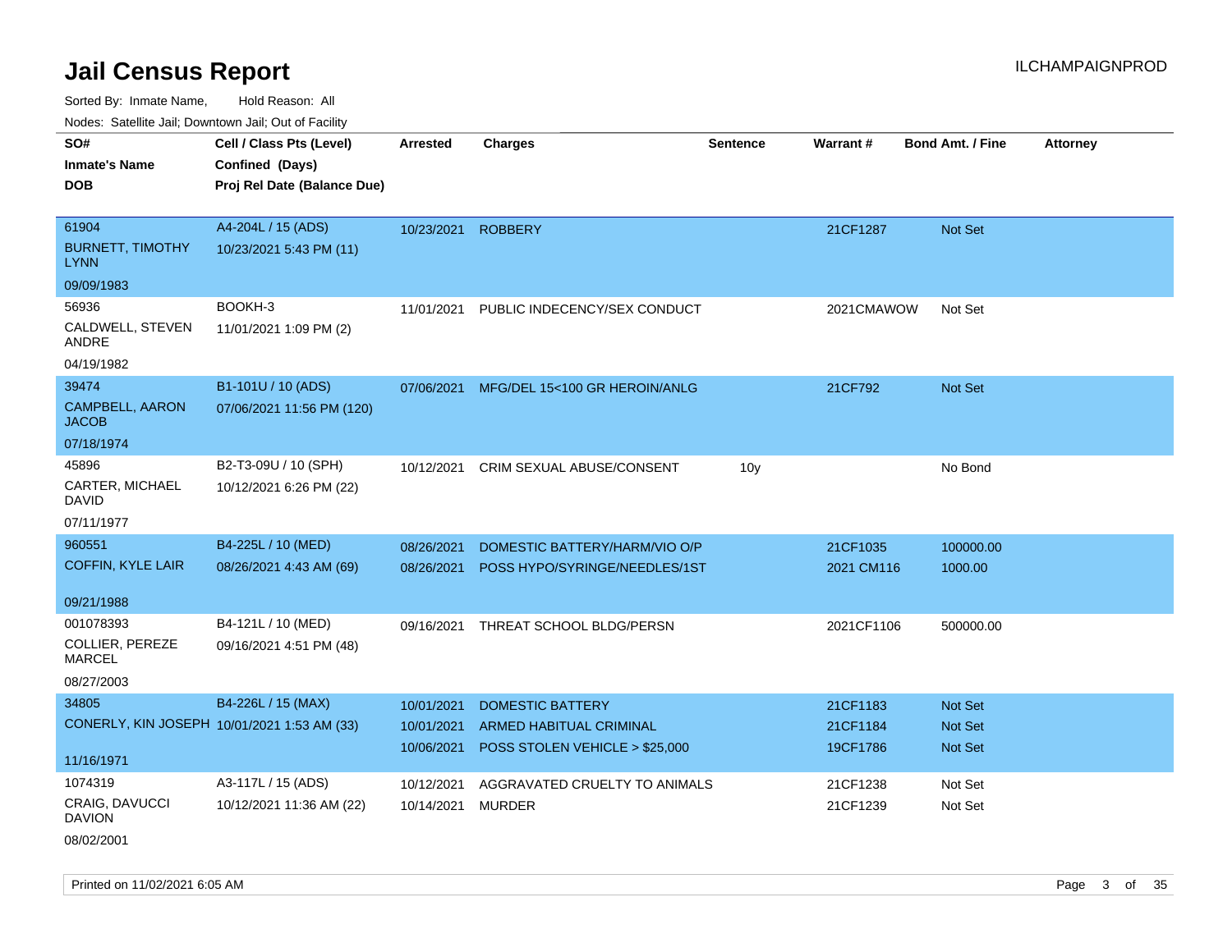# Jail Census Report

ILCHAMPAIGNPROD

Sorted By: Inmate Name, Hold Reason: All

Nodes: Satellite Jail; Downtown Jail; Out of Facility

| SO# / Inmate's Name / DOB | Cell / Class Pts (Level) / Confined (Days) / Proj Rel Date (Balance Due) | Arrested | Charges | Sentence | Warrant # | Bond Amt. / Fine | Attorney |
|---|---|---|---|---|---|---|---|
| 61904<br>BURNETT, TIMOTHY LYNN<br>09/09/1983 | A4-204L / 15 (ADS)<br>10/23/2021 5:43 PM (11) | 10/23/2021 | ROBBERY | | 21CF1287 | Not Set | |
| 56936<br>CALDWELL, STEVEN ANDRE<br>04/19/1982 | BOOKH-3<br>11/01/2021 1:09 PM (2) | 11/01/2021 | PUBLIC INDECENCY/SEX CONDUCT | | 2021CMAWOW | Not Set | |
| 39474<br>CAMPBELL, AARON JACOB<br>07/18/1974 | B1-101U / 10 (ADS)<br>07/06/2021 11:56 PM (120) | 07/06/2021 | MFG/DEL 15<100 GR HEROIN/ANLG | | 21CF792 | Not Set | |
| 45896<br>CARTER, MICHAEL DAVID<br>07/11/1977 | B2-T3-09U / 10 (SPH)<br>10/12/2021 6:26 PM (22) | 10/12/2021 | CRIM SEXUAL ABUSE/CONSENT | 10y | | No Bond | |
| 960551<br>COFFIN, KYLE LAIR<br>09/21/1988 | B4-225L / 10 (MED)<br>08/26/2021 4:43 AM (69) | 08/26/2021<br>08/26/2021 | DOMESTIC BATTERY/HARM/VIO O/P<br>POSS HYPO/SYRINGE/NEEDLES/1ST | | 21CF1035<br>2021 CM116 | 100000.00<br>1000.00 | |
| 001078393<br>COLLIER, PEREZE MARCEL<br>08/27/2003 | B4-121L / 10 (MED)<br>09/16/2021 4:51 PM (48) | 09/16/2021 | THREAT SCHOOL BLDG/PERSN | | 2021CF1106 | 500000.00 | |
| 34805<br>CONERLY, KIN JOSEPH<br>11/16/1971 | B4-226L / 15 (MAX)<br>10/01/2021 1:53 AM (33) | 10/01/2021<br>10/01/2021<br>10/06/2021 | DOMESTIC BATTERY<br>ARMED HABITUAL CRIMINAL<br>POSS STOLEN VEHICLE > $25,000 | | 21CF1183<br>21CF1184<br>19CF1786 | Not Set<br>Not Set<br>Not Set | |
| 1074319<br>CRAIG, DAVUCCI DAVION<br>08/02/2001 | A3-117L / 15 (ADS)<br>10/12/2021 11:36 AM (22) | 10/12/2021<br>10/14/2021 | AGGRAVATED CRUELTY TO ANIMALS<br>MURDER | | 21CF1238<br>21CF1239 | Not Set<br>Not Set | |

Printed on 11/02/2021 6:05 AM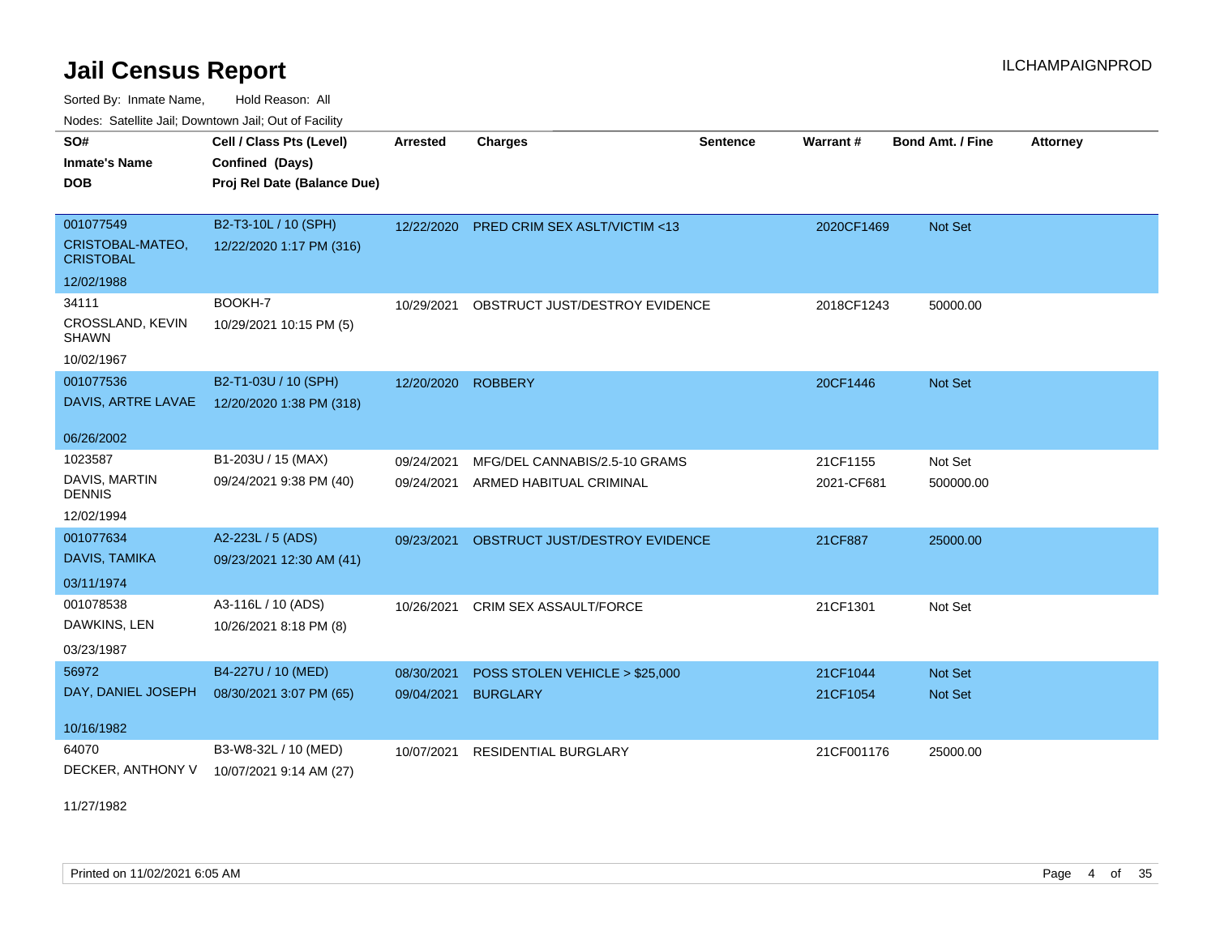# Jail Census Report

Sorted By: Inmate Name, Hold Reason: All

Nodes: Satellite Jail; Downtown Jail; Out of Facility

| SO# / Inmate's Name / DOB | Cell / Class Pts (Level) / Confined (Days) / Proj Rel Date (Balance Due) | Arrested | Charges | Sentence | Warrant # | Bond Amt. / Fine | Attorney |
|---|---|---|---|---|---|---|---|
| 001077549<br>CRISTOBAL-MATEO, CRISTOBAL<br>12/02/1988 | B2-T3-10L / 10 (SPH)<br>12/22/2020 1:17 PM (316) | 12/22/2020 | PRED CRIM SEX ASLT/VICTIM <13 | | 2020CF1469 | Not Set | |
| 34111<br>CROSSLAND, KEVIN SHAWN<br>10/02/1967 | BOOKH-7<br>10/29/2021 10:15 PM (5) | 10/29/2021 | OBSTRUCT JUST/DESTROY EVIDENCE | | 2018CF1243 | 50000.00 | |
| 001077536<br>DAVIS, ARTRE LAVAE<br>06/26/2002 | B2-T1-03U / 10 (SPH)<br>12/20/2020 1:38 PM (318) | 12/20/2020 | ROBBERY | | 20CF1446 | Not Set | |
| 1023587<br>DAVIS, MARTIN DENNIS<br>12/02/1994 | B1-203U / 15 (MAX)<br>09/24/2021 9:38 PM (40) | 09/24/2021<br>09/24/2021 | MFG/DEL CANNABIS/2.5-10 GRAMS<br>ARMED HABITUAL CRIMINAL | | 21CF1155<br>2021-CF681 | Not Set<br>500000.00 | |
| 001077634<br>DAVIS, TAMIKA<br>03/11/1974 | A2-223L / 5 (ADS)<br>09/23/2021 12:30 AM (41) | 09/23/2021 | OBSTRUCT JUST/DESTROY EVIDENCE | | 21CF887 | 25000.00 | |
| 001078538<br>DAWKINS, LEN<br>03/23/1987 | A3-116L / 10 (ADS)<br>10/26/2021 8:18 PM (8) | 10/26/2021 | CRIM SEX ASSAULT/FORCE | | 21CF1301 | Not Set | |
| 56972<br>DAY, DANIEL JOSEPH<br>10/16/1982 | B4-227U / 10 (MED)<br>08/30/2021 3:07 PM (65) | 08/30/2021<br>09/04/2021 | POSS STOLEN VEHICLE > $25,000<br>BURGLARY | | 21CF1044<br>21CF1054 | Not Set<br>Not Set | |
| 64070<br>DECKER, ANTHONY V<br>11/27/1982 | B3-W8-32L / 10 (MED)<br>10/07/2021 9:14 AM (27) | 10/07/2021 | RESIDENTIAL BURGLARY | | 21CF001176 | 25000.00 | |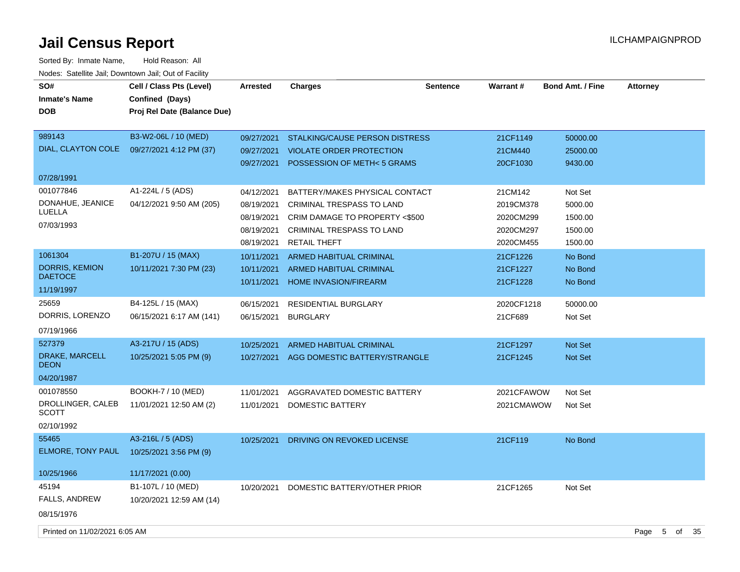# Jail Census Report

ILCHAMPAIGNPROD

Sorted By: Inmate Name,     Hold Reason: All

Nodes: Satellite Jail; Downtown Jail; Out of Facility

| SO# / Inmate's Name / DOB | Cell / Class Pts (Level) / Confined (Days) / Proj Rel Date (Balance Due) | Arrested | Charges | Sentence | Warrant # | Bond Amt. / Fine | Attorney |
|---|---|---|---|---|---|---|---|
| 989143 | B3-W2-06L / 10 (MED) | 09/27/2021 | STALKING/CAUSE PERSON DISTRESS | | 21CF1149 | 50000.00 | |
| DIAL, CLAYTON COLE | 09/27/2021 4:12 PM (37) | 09/27/2021 | VIOLATE ORDER PROTECTION | | 21CM440 | 25000.00 | |
| 07/28/1991 | | 09/27/2021 | POSSESSION OF METH< 5 GRAMS | | 20CF1030 | 9430.00 | |
| 001077846 | A1-224L / 5 (ADS) | 04/12/2021 | BATTERY/MAKES PHYSICAL CONTACT | | 21CM142 | Not Set | |
| DONAHUE, JEANICE LUELLA | 04/12/2021 9:50 AM (205) | 08/19/2021 | CRIMINAL TRESPASS TO LAND | | 2019CM378 | 5000.00 | |
| 07/03/1993 | | 08/19/2021 | CRIM DAMAGE TO PROPERTY <$500 | | 2020CM299 | 1500.00 | |
| | | 08/19/2021 | CRIMINAL TRESPASS TO LAND | | 2020CM297 | 1500.00 | |
| | | 08/19/2021 | RETAIL THEFT | | 2020CM455 | 1500.00 | |
| 1061304 | B1-207U / 15 (MAX) | 10/11/2021 | ARMED HABITUAL CRIMINAL | | 21CF1226 | No Bond | |
| DORRIS, KEMION DAETOCE | 10/11/2021 7:30 PM (23) | 10/11/2021 | ARMED HABITUAL CRIMINAL | | 21CF1227 | No Bond | |
| 11/19/1997 | | 10/11/2021 | HOME INVASION/FIREARM | | 21CF1228 | No Bond | |
| 25659 | B4-125L / 15 (MAX) | 06/15/2021 | RESIDENTIAL BURGLARY | | 2020CF1218 | 50000.00 | |
| DORRIS, LORENZO | 06/15/2021 6:17 AM (141) | 06/15/2021 | BURGLARY | | 21CF689 | Not Set | |
| 07/19/1966 | | | | | | | |
| 527379 | A3-217U / 15 (ADS) | 10/25/2021 | ARMED HABITUAL CRIMINAL | | 21CF1297 | Not Set | |
| DRAKE, MARCELL DEON | 10/25/2021 5:05 PM (9) | 10/27/2021 | AGG DOMESTIC BATTERY/STRANGLE | | 21CF1245 | Not Set | |
| 04/20/1987 | | | | | | | |
| 001078550 | BOOKH-7 / 10 (MED) | 11/01/2021 | AGGRAVATED DOMESTIC BATTERY | | 2021CFAWOW | Not Set | |
| DROLLINGER, CALEB SCOTT | 11/01/2021 12:50 AM (2) | 11/01/2021 | DOMESTIC BATTERY | | 2021CMAWOW | Not Set | |
| 02/10/1992 | | | | | | | |
| 55465 | A3-216L / 5 (ADS) | 10/25/2021 | DRIVING ON REVOKED LICENSE | | 21CF119 | No Bond | |
| ELMORE, TONY PAUL | 10/25/2021 3:56 PM (9) | | | | | | |
| 10/25/1966 | 11/17/2021 (0.00) | | | | | | |
| 45194 | B1-107L / 10 (MED) | 10/20/2021 | DOMESTIC BATTERY/OTHER PRIOR | | 21CF1265 | Not Set | |
| FALLS, ANDREW | 10/20/2021 12:59 AM (14) | | | | | | |
| 08/15/1976 | | | | | | | |

Printed on 11/02/2021 6:05 AM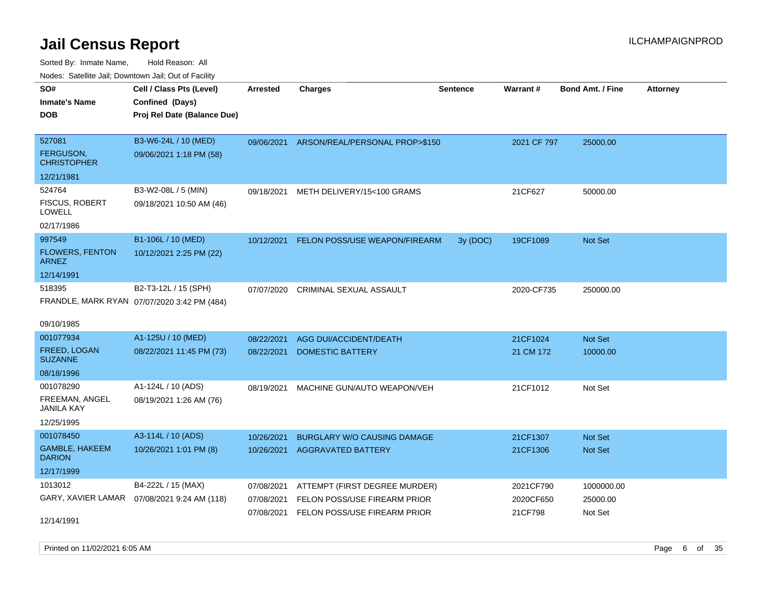# Jail Census Report

ILCHAMPAIGNPROD

Sorted By: Inmate Name, Hold Reason: All

Nodes: Satellite Jail; Downtown Jail; Out of Facility

| SO# / Inmate's Name / DOB | Cell / Class Pts (Level) / Confined (Days) / Proj Rel Date (Balance Due) | Arrested | Charges | Sentence | Warrant # | Bond Amt. / Fine | Attorney |
|---|---|---|---|---|---|---|---|
| 527081<br>FERGUSON, CHRISTOPHER<br>12/21/1981 | B3-W6-24L / 10 (MED)<br>09/06/2021 1:18 PM (58) | 09/06/2021 | ARSON/REAL/PERSONAL PROP>$150 | | 2021 CF 797 | 25000.00 | |
| 524764<br>FISCUS, ROBERT LOWELL<br>02/17/1986 | B3-W2-08L / 5 (MIN)<br>09/18/2021 10:50 AM (46) | 09/18/2021 | METH DELIVERY/15<100 GRAMS | | 21CF627 | 50000.00 | |
| 997549<br>FLOWERS, FENTON ARNEZ<br>12/14/1991 | B1-106L / 10 (MED)<br>10/12/2021 2:25 PM (22) | 10/12/2021 | FELON POSS/USE WEAPON/FIREARM | 3y (DOC) | 19CF1089 | Not Set | |
| 518395<br>FRANDLE, MARK RYAN<br>09/10/1985 | B2-T3-12L / 15 (SPH)<br>07/07/2020 3:42 PM (484) | 07/07/2020 | CRIMINAL SEXUAL ASSAULT | | 2020-CF735 | 250000.00 | |
| 001077934<br>FREED, LOGAN SUZANNE<br>08/18/1996 | A1-125U / 10 (MED)<br>08/22/2021 11:45 PM (73) | 08/22/2021 | AGG DUI/ACCIDENT/DEATH | | 21CF1024 | Not Set | |
| | | 08/22/2021 | DOMESTIC BATTERY | | 21 CM 172 | 10000.00 | |
| 001078290<br>FREEMAN, ANGEL JANILA KAY<br>12/25/1995 | A1-124L / 10 (ADS)<br>08/19/2021 1:26 AM (76) | 08/19/2021 | MACHINE GUN/AUTO WEAPON/VEH | | 21CF1012 | Not Set | |
| 001078450<br>GAMBLE, HAKEEM DARION<br>12/17/1999 | A3-114L / 10 (ADS)<br>10/26/2021 1:01 PM (8) | 10/26/2021 | BURGLARY W/O CAUSING DAMAGE | | 21CF1307 | Not Set | |
| | | 10/26/2021 | AGGRAVATED BATTERY | | 21CF1306 | Not Set | |
| 1013012<br>GARY, XAVIER LAMAR<br>12/14/1991 | B4-222L / 15 (MAX)<br>07/08/2021 9:24 AM (118) | 07/08/2021 | ATTEMPT (FIRST DEGREE MURDER) | | 2021CF790 | 1000000.00 | |
| | | 07/08/2021 | FELON POSS/USE FIREARM PRIOR | | 2020CF650 | 25000.00 | |
| | | 07/08/2021 | FELON POSS/USE FIREARM PRIOR | | 21CF798 | Not Set | |

Printed on 11/02/2021 6:05 AM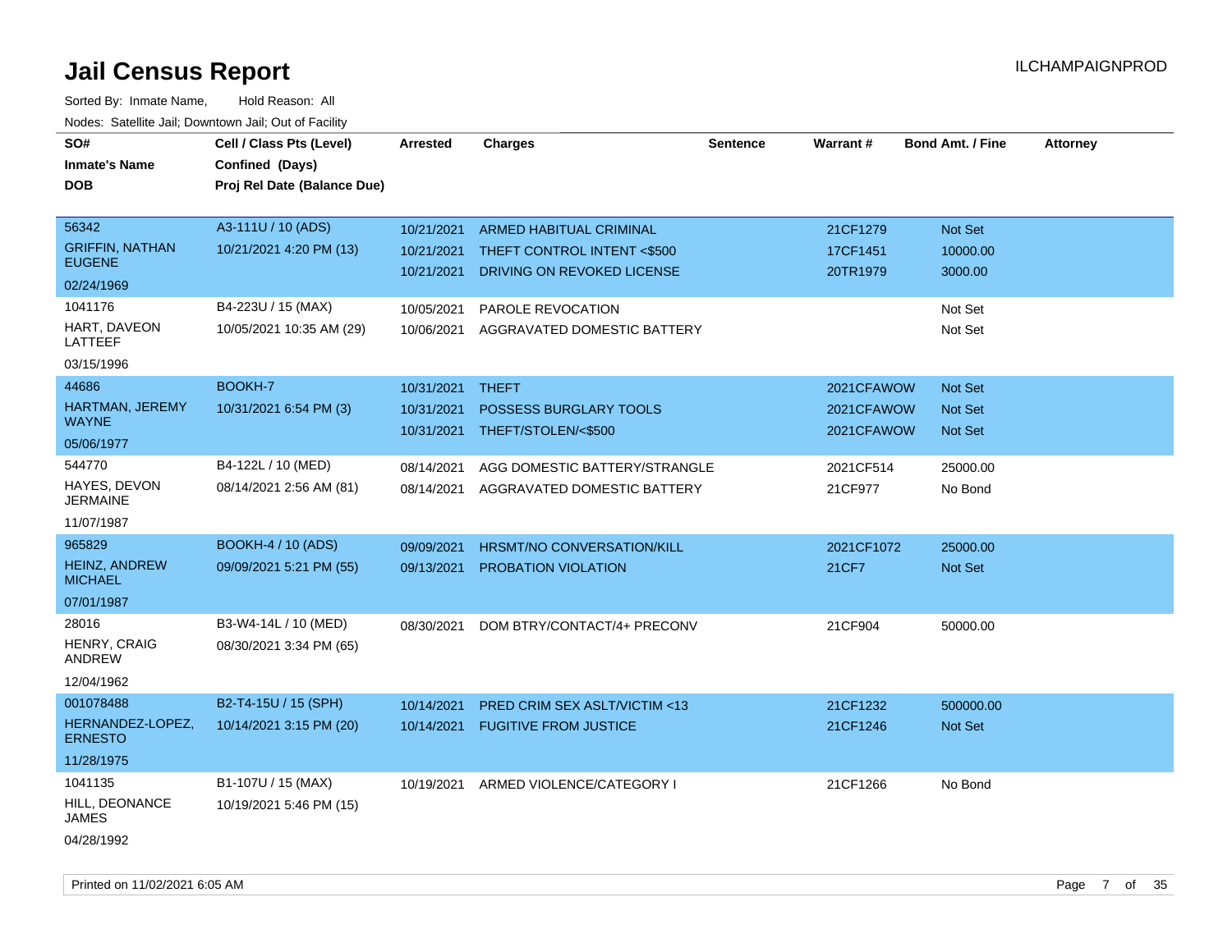# Jail Census Report

ILCHAMPAIGNPROD

Sorted By: Inmate Name, Hold Reason: All

Nodes: Satellite Jail; Downtown Jail; Out of Facility

| SO# / Inmate's Name / DOB | Cell / Class Pts (Level) / Confined (Days) / Proj Rel Date (Balance Due) | Arrested | Charges | Sentence | Warrant # | Bond Amt. / Fine | Attorney |
|---|---|---|---|---|---|---|---|
| 56342 GRIFFIN, NATHAN EUGENE 02/24/1969 | A3-111U / 10 (ADS) 10/21/2021 4:20 PM (13) | 10/21/2021 | ARMED HABITUAL CRIMINAL | | 21CF1279 | Not Set | |
| | | 10/21/2021 | THEFT CONTROL INTENT <$500 | | 17CF1451 | 10000.00 | |
| | | 10/21/2021 | DRIVING ON REVOKED LICENSE | | 20TR1979 | 3000.00 | |
| 1041176 HART, DAVEON LATTEEF 03/15/1996 | B4-223U / 15 (MAX) 10/05/2021 10:35 AM (29) | 10/05/2021 | PAROLE REVOCATION | | | Not Set | |
| | | 10/06/2021 | AGGRAVATED DOMESTIC BATTERY | | | Not Set | |
| 44686 HARTMAN, JEREMY WAYNE 05/06/1977 | BOOKH-7 10/31/2021 6:54 PM (3) | 10/31/2021 | THEFT | | 2021CFAWOW | Not Set | |
| | | 10/31/2021 | POSSESS BURGLARY TOOLS | | 2021CFAWOW | Not Set | |
| | | 10/31/2021 | THEFT/STOLEN/<$500 | | 2021CFAWOW | Not Set | |
| 544770 HAYES, DEVON JERMAINE 11/07/1987 | B4-122L / 10 (MED) 08/14/2021 2:56 AM (81) | 08/14/2021 | AGG DOMESTIC BATTERY/STRANGLE | | 2021CF514 | 25000.00 | |
| | | 08/14/2021 | AGGRAVATED DOMESTIC BATTERY | | 21CF977 | No Bond | |
| 965829 HEINZ, ANDREW MICHAEL 07/01/1987 | BOOKH-4 / 10 (ADS) 09/09/2021 5:21 PM (55) | 09/09/2021 | HRSMT/NO CONVERSATION/KILL | | 2021CF1072 | 25000.00 | |
| | | 09/13/2021 | PROBATION VIOLATION | | 21CF7 | Not Set | |
| 28016 HENRY, CRAIG ANDREW 12/04/1962 | B3-W4-14L / 10 (MED) 08/30/2021 3:34 PM (65) | 08/30/2021 | DOM BTRY/CONTACT/4+ PRECONV | | 21CF904 | 50000.00 | |
| 001078488 HERNANDEZ-LOPEZ, ERNESTO 11/28/1975 | B2-T4-15U / 15 (SPH) 10/14/2021 3:15 PM (20) | 10/14/2021 | PRED CRIM SEX ASLT/VICTIM <13 | | 21CF1232 | 500000.00 | |
| | | 10/14/2021 | FUGITIVE FROM JUSTICE | | 21CF1246 | Not Set | |
| 1041135 HILL, DEONANCE JAMES 04/28/1992 | B1-107U / 15 (MAX) 10/19/2021 5:46 PM (15) | 10/19/2021 | ARMED VIOLENCE/CATEGORY I | | 21CF1266 | No Bond | |

Printed on 11/02/2021 6:05 AM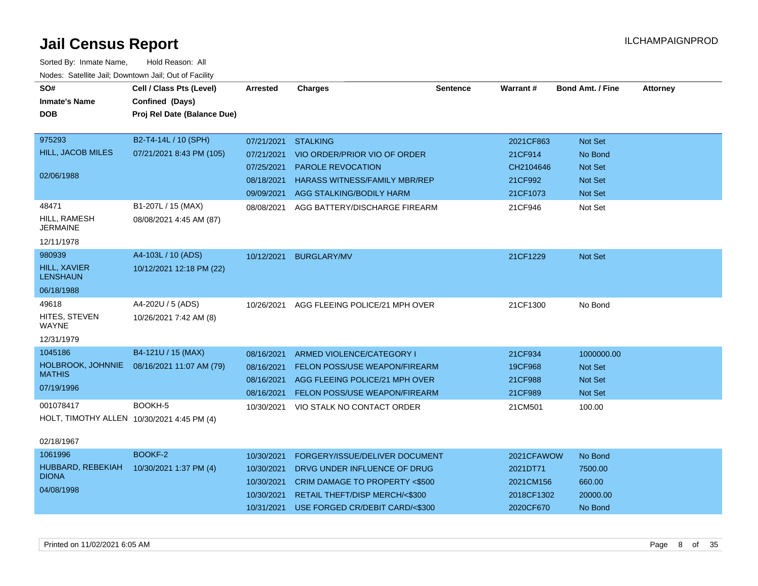# Jail Census Report

ILCHAMPAIGNPROD

Sorted By: Inmate Name, Hold Reason: All

Nodes: Satellite Jail; Downtown Jail; Out of Facility

| SO# / Inmate's Name / DOB | Cell / Class Pts (Level) / Confined (Days) / Proj Rel Date (Balance Due) | Arrested | Charges | Sentence | Warrant # | Bond Amt. / Fine | Attorney |
|---|---|---|---|---|---|---|---|
| 975293 | B2-T4-14L / 10 (SPH) | 07/21/2021 | STALKING | | 2021CF863 | Not Set | |
| HILL, JACOB MILES | 07/21/2021 8:43 PM (105) | 07/21/2021 | VIO ORDER/PRIOR VIO OF ORDER | | 21CF914 | No Bond | |
| 02/06/1988 | | 07/25/2021 | PAROLE REVOCATION | | CH2104646 | Not Set | |
| | | 08/18/2021 | HARASS WITNESS/FAMILY MBR/REP | | 21CF992 | Not Set | |
| | | 09/09/2021 | AGG STALKING/BODILY HARM | | 21CF1073 | Not Set | |
| 48471 | B1-207L / 15 (MAX) | 08/08/2021 | AGG BATTERY/DISCHARGE FIREARM | | 21CF946 | Not Set | |
| HILL, RAMESH JERMAINE | 08/08/2021 4:45 AM (87) | | | | | | |
| 12/11/1978 | | | | | | | |
| 980939 | A4-103L / 10 (ADS) | 10/12/2021 | BURGLARY/MV | | 21CF1229 | Not Set | |
| HILL, XAVIER LENSHAUN | 10/12/2021 12:18 PM (22) | | | | | | |
| 06/18/1988 | | | | | | | |
| 49618 | A4-202U / 5 (ADS) | 10/26/2021 | AGG FLEEING POLICE/21 MPH OVER | | 21CF1300 | No Bond | |
| HITES, STEVEN WAYNE | 10/26/2021 7:42 AM (8) | | | | | | |
| 12/31/1979 | | | | | | | |
| 1045186 | B4-121U / 15 (MAX) | 08/16/2021 | ARMED VIOLENCE/CATEGORY I | | 21CF934 | 1000000.00 | |
| HOLBROOK, JOHNNIE MATHIS | 08/16/2021 11:07 AM (79) | 08/16/2021 | FELON POSS/USE WEAPON/FIREARM | | 19CF968 | Not Set | |
| 07/19/1996 | | 08/16/2021 | AGG FLEEING POLICE/21 MPH OVER | | 21CF988 | Not Set | |
| | | 08/16/2021 | FELON POSS/USE WEAPON/FIREARM | | 21CF989 | Not Set | |
| 001078417 | BOOKH-5 | 10/30/2021 | VIO STALK NO CONTACT ORDER | | 21CM501 | 100.00 | |
| HOLT, TIMOTHY ALLEN | 10/30/2021 4:45 PM (4) | | | | | | |
| 02/18/1967 | | | | | | | |
| 1061996 | BOOKF-2 | 10/30/2021 | FORGERY/ISSUE/DELIVER DOCUMENT | | 2021CFAWOW | No Bond | |
| HUBBARD, REBEKIAH DIONA | 10/30/2021 1:37 PM (4) | 10/30/2021 | DRVG UNDER INFLUENCE OF DRUG | | 2021DT71 | 7500.00 | |
| 04/08/1998 | | 10/30/2021 | CRIM DAMAGE TO PROPERTY <$500 | | 2021CM156 | 660.00 | |
| | | 10/30/2021 | RETAIL THEFT/DISP MERCH/<$300 | | 2018CF1302 | 20000.00 | |
| | | 10/31/2021 | USE FORGED CR/DEBIT CARD/<$300 | | 2020CF670 | No Bond | |

Printed on 11/02/2021 6:05 AM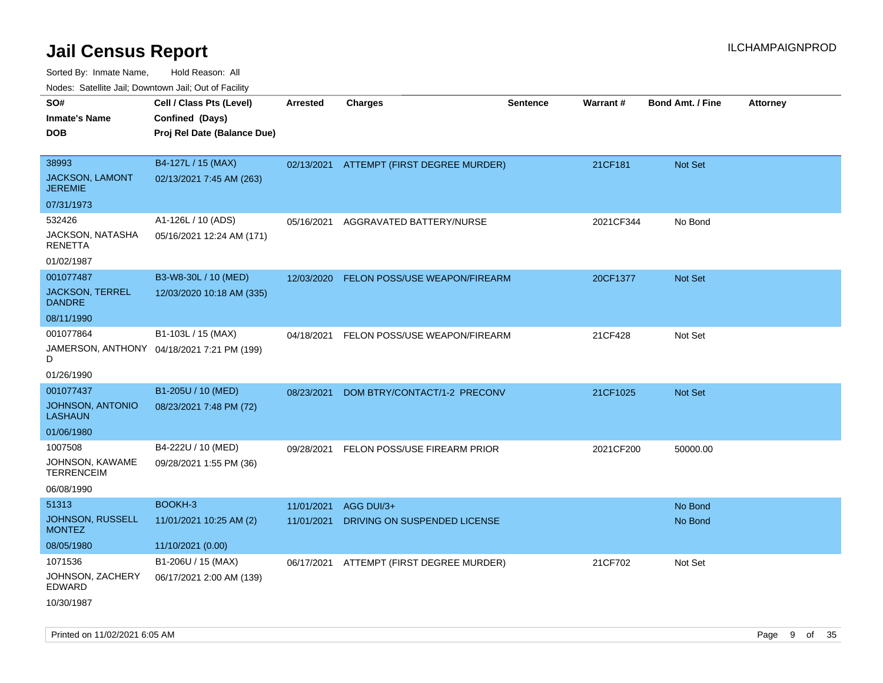# Jail Census Report

Sorted By: Inmate Name, Hold Reason: All

Nodes: Satellite Jail; Downtown Jail; Out of Facility

| SO# / Inmate's Name / DOB | Cell / Class Pts (Level) / Confined (Days) / Proj Rel Date (Balance Due) | Arrested | Charges | Sentence | Warrant # | Bond Amt. / Fine | Attorney |
|---|---|---|---|---|---|---|---|
| 38993<br>JACKSON, LAMONT JEREMIE<br>07/31/1973 | B4-127L / 15 (MAX)<br>02/13/2021 7:45 AM (263) | 02/13/2021 | ATTEMPT (FIRST DEGREE MURDER) | | 21CF181 | Not Set | |
| 532426<br>JACKSON, NATASHA RENETTA<br>01/02/1987 | A1-126L / 10 (ADS)<br>05/16/2021 12:24 AM (171) | 05/16/2021 | AGGRAVATED BATTERY/NURSE | | 2021CF344 | No Bond | |
| 001077487<br>JACKSON, TERREL DANDRE<br>08/11/1990 | B3-W8-30L / 10 (MED)<br>12/03/2020 10:18 AM (335) | 12/03/2020 | FELON POSS/USE WEAPON/FIREARM | | 20CF1377 | Not Set | |
| 001077864<br>JAMERSON, ANTHONY D<br>01/26/1990 | B1-103L / 15 (MAX)<br>04/18/2021 7:21 PM (199) | 04/18/2021 | FELON POSS/USE WEAPON/FIREARM | | 21CF428 | Not Set | |
| 001077437<br>JOHNSON, ANTONIO LASHAUN<br>01/06/1980 | B1-205U / 10 (MED)<br>08/23/2021 7:48 PM (72) | 08/23/2021 | DOM BTRY/CONTACT/1-2 PRECONV | | 21CF1025 | Not Set | |
| 1007508<br>JOHNSON, KAWAME TERRENCEIM<br>06/08/1990 | B4-222U / 10 (MED)<br>09/28/2021 1:55 PM (36) | 09/28/2021 | FELON POSS/USE FIREARM PRIOR | | 2021CF200 | 50000.00 | |
| 51313<br>JOHNSON, RUSSELL MONTEZ<br>08/05/1980 | BOOKH-3<br>11/01/2021 10:25 AM (2)<br>11/10/2021 (0.00) | 11/01/2021<br>11/01/2021 | AGG DUI/3+<br>DRIVING ON SUSPENDED LICENSE | | | No Bond<br>No Bond | |
| 1071536<br>JOHNSON, ZACHERY EDWARD<br>10/30/1987 | B1-206U / 15 (MAX)<br>06/17/2021 2:00 AM (139) | 06/17/2021 | ATTEMPT (FIRST DEGREE MURDER) | | 21CF702 | Not Set | |

Printed on 11/02/2021 6:05 AM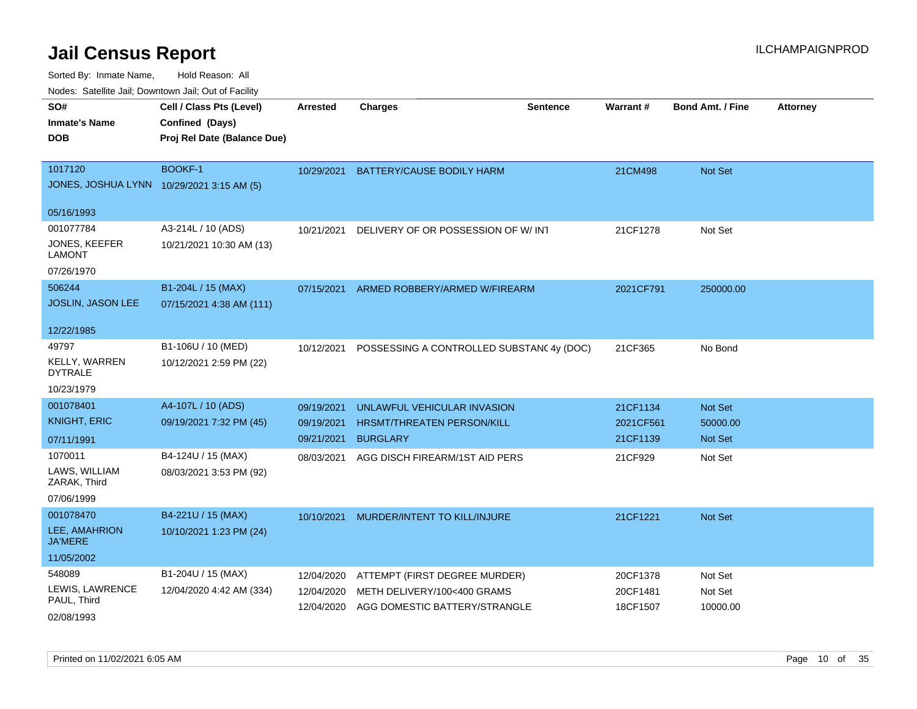# Jail Census Report

ILCHAMPAIGNPROD

Sorted By: Inmate Name, Hold Reason: All

Nodes: Satellite Jail; Downtown Jail; Out of Facility

| SO#<br>Inmate's Name<br>DOB | Cell / Class Pts (Level)<br>Confined (Days)<br>Proj Rel Date (Balance Due) | Arrested | Charges | Sentence | Warrant # | Bond Amt. / Fine | Attorney |
|---|---|---|---|---|---|---|---|
| 1017120<br>JONES, JOSHUA LYNN<br>05/16/1993 | BOOKF-1<br>10/29/2021 3:15 AM (5) | 10/29/2021 | BATTERY/CAUSE BODILY HARM | | 21CM498 | Not Set | |
| 001077784<br>JONES, KEEFER LAMONT<br>07/26/1970 | A3-214L / 10 (ADS)<br>10/21/2021 10:30 AM (13) | 10/21/2021 | DELIVERY OF OR POSSESSION OF W/ INT | | 21CF1278 | Not Set | |
| 506244<br>JOSLIN, JASON LEE<br>12/22/1985 | B1-204L / 15 (MAX)<br>07/15/2021 4:38 AM (111) | 07/15/2021 | ARMED ROBBERY/ARMED W/FIREARM | | 2021CF791 | 250000.00 | |
| 49797<br>KELLY, WARREN DYTRALE<br>10/23/1979 | B1-106U / 10 (MED)<br>10/12/2021 2:59 PM (22) | 10/12/2021 | POSSESSING A CONTROLLED SUBSTANC | 4y (DOC) | 21CF365 | No Bond | |
| 001078401<br>KNIGHT, ERIC<br>07/11/1991 | A4-107L / 10 (ADS)<br>09/19/2021 7:32 PM (45) | 09/19/2021<br>09/19/2021<br>09/21/2021 | UNLAWFUL VEHICULAR INVASION<br>HRSMT/THREATEN PERSON/KILL<br>BURGLARY | | 21CF1134<br>2021CF561<br>21CF1139 | Not Set<br>50000.00<br>Not Set | |
| 1070011<br>LAWS, WILLIAM ZARAK, Third<br>07/06/1999 | B4-124U / 15 (MAX)<br>08/03/2021 3:53 PM (92) | 08/03/2021 | AGG DISCH FIREARM/1ST AID PERS | | 21CF929 | Not Set | |
| 001078470<br>LEE, AMAHRION JA'MERE<br>11/05/2002 | B4-221U / 15 (MAX)<br>10/10/2021 1:23 PM (24) | 10/10/2021 | MURDER/INTENT TO KILL/INJURE | | 21CF1221 | Not Set | |
| 548089<br>LEWIS, LAWRENCE PAUL, Third<br>02/08/1993 | B1-204U / 15 (MAX)<br>12/04/2020 4:42 AM (334) | 12/04/2020<br>12/04/2020<br>12/04/2020 | ATTEMPT (FIRST DEGREE MURDER)<br>METH DELIVERY/100<400 GRAMS<br>AGG DOMESTIC BATTERY/STRANGLE | | 20CF1378<br>20CF1481<br>18CF1507 | Not Set<br>Not Set<br>10000.00 | |

Printed on 11/02/2021 6:05 AM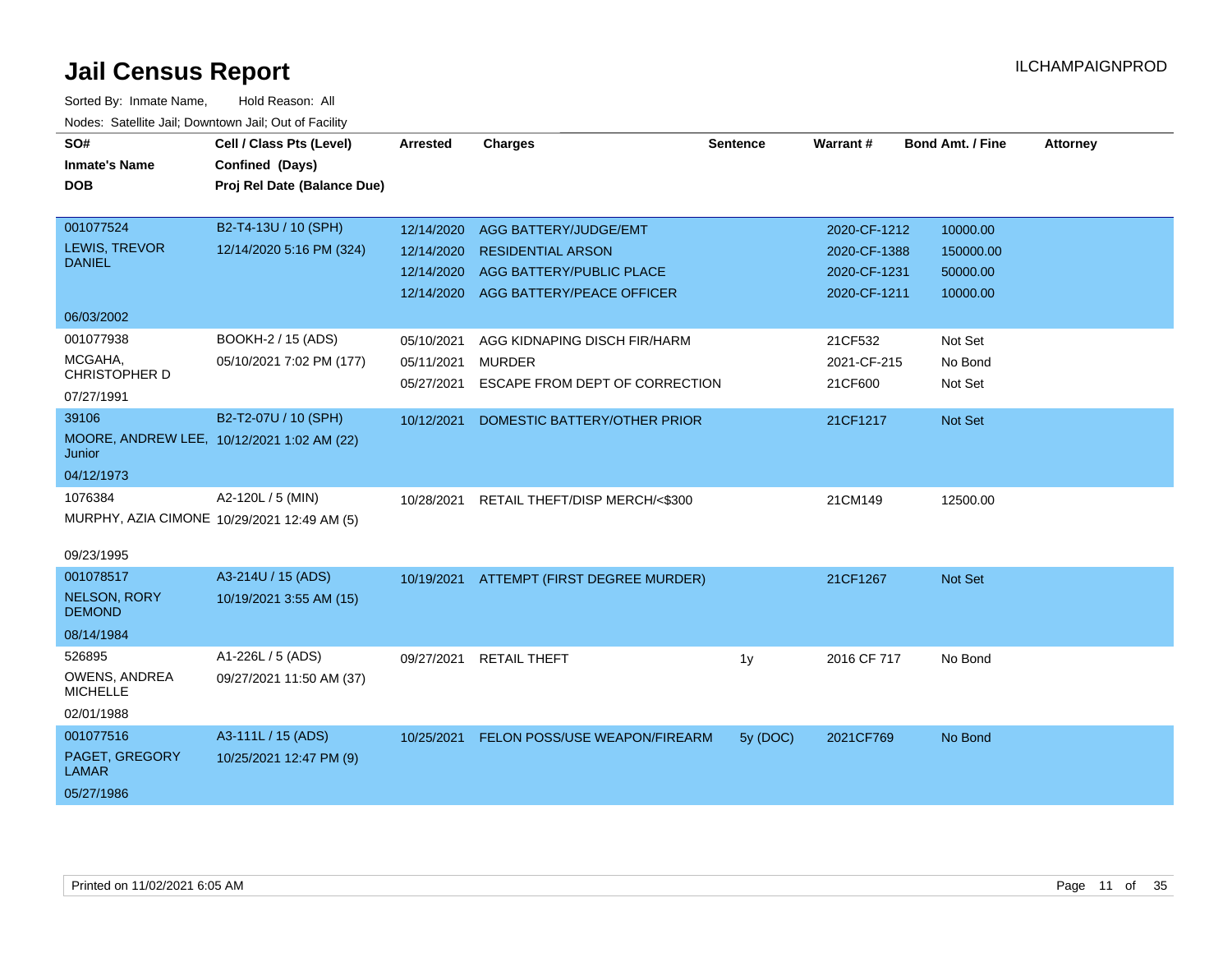# Jail Census Report

ILCHAMPAIGNPROD

Sorted By: Inmate Name, Hold Reason: All

Nodes: Satellite Jail; Downtown Jail; Out of Facility

| SO# / Inmate's Name / DOB | Cell / Class Pts (Level) / Confined (Days) / Proj Rel Date (Balance Due) | Arrested | Charges | Sentence | Warrant # | Bond Amt. / Fine | Attorney |
|---|---|---|---|---|---|---|---|
| 001077524<br>LEWIS, TREVOR DANIEL<br>06/03/2002 | B2-T4-13U / 10 (SPH)<br>12/14/2020 5:16 PM (324) | 12/14/2020 | AGG BATTERY/JUDGE/EMT | | 2020-CF-1212 | 10000.00 | |
| | | 12/14/2020 | RESIDENTIAL ARSON | | 2020-CF-1388 | 150000.00 | |
| | | 12/14/2020 | AGG BATTERY/PUBLIC PLACE | | 2020-CF-1231 | 50000.00 | |
| | | 12/14/2020 | AGG BATTERY/PEACE OFFICER | | 2020-CF-1211 | 10000.00 | |
| 001077938<br>MCGAHA, CHRISTOPHER D<br>07/27/1991 | BOOKH-2 / 15 (ADS)<br>05/10/2021 7:02 PM (177) | 05/10/2021 | AGG KIDNAPING DISCH FIR/HARM | | 21CF532 | Not Set | |
| | | 05/11/2021 | MURDER | | 2021-CF-215 | No Bond | |
| | | 05/27/2021 | ESCAPE FROM DEPT OF CORRECTION | | 21CF600 | Not Set | |
| 39106<br>MOORE, ANDREW LEE, Junior<br>04/12/1973 | B2-T2-07U / 10 (SPH)<br>10/12/2021 1:02 AM (22) | 10/12/2021 | DOMESTIC BATTERY/OTHER PRIOR | | 21CF1217 | Not Set | |
| 1076384<br>MURPHY, AZIA CIMONE<br>09/23/1995 | A2-120L / 5 (MIN)<br>10/29/2021 12:49 AM (5) | 10/28/2021 | RETAIL THEFT/DISP MERCH/<$300 | | 21CM149 | 12500.00 | |
| 001078517<br>NELSON, RORY DEMOND<br>08/14/1984 | A3-214U / 15 (ADS)<br>10/19/2021 3:55 AM (15) | 10/19/2021 | ATTEMPT (FIRST DEGREE MURDER) | | 21CF1267 | Not Set | |
| 526895<br>OWENS, ANDREA MICHELLE<br>02/01/1988 | A1-226L / 5 (ADS)<br>09/27/2021 11:50 AM (37) | 09/27/2021 | RETAIL THEFT | 1y | 2016 CF 717 | No Bond | |
| 001077516<br>PAGET, GREGORY LAMAR<br>05/27/1986 | A3-111L / 15 (ADS)<br>10/25/2021 12:47 PM (9) | 10/25/2021 | FELON POSS/USE WEAPON/FIREARM | 5y (DOC) | 2021CF769 | No Bond | |

Printed on 11/02/2021 6:05 AM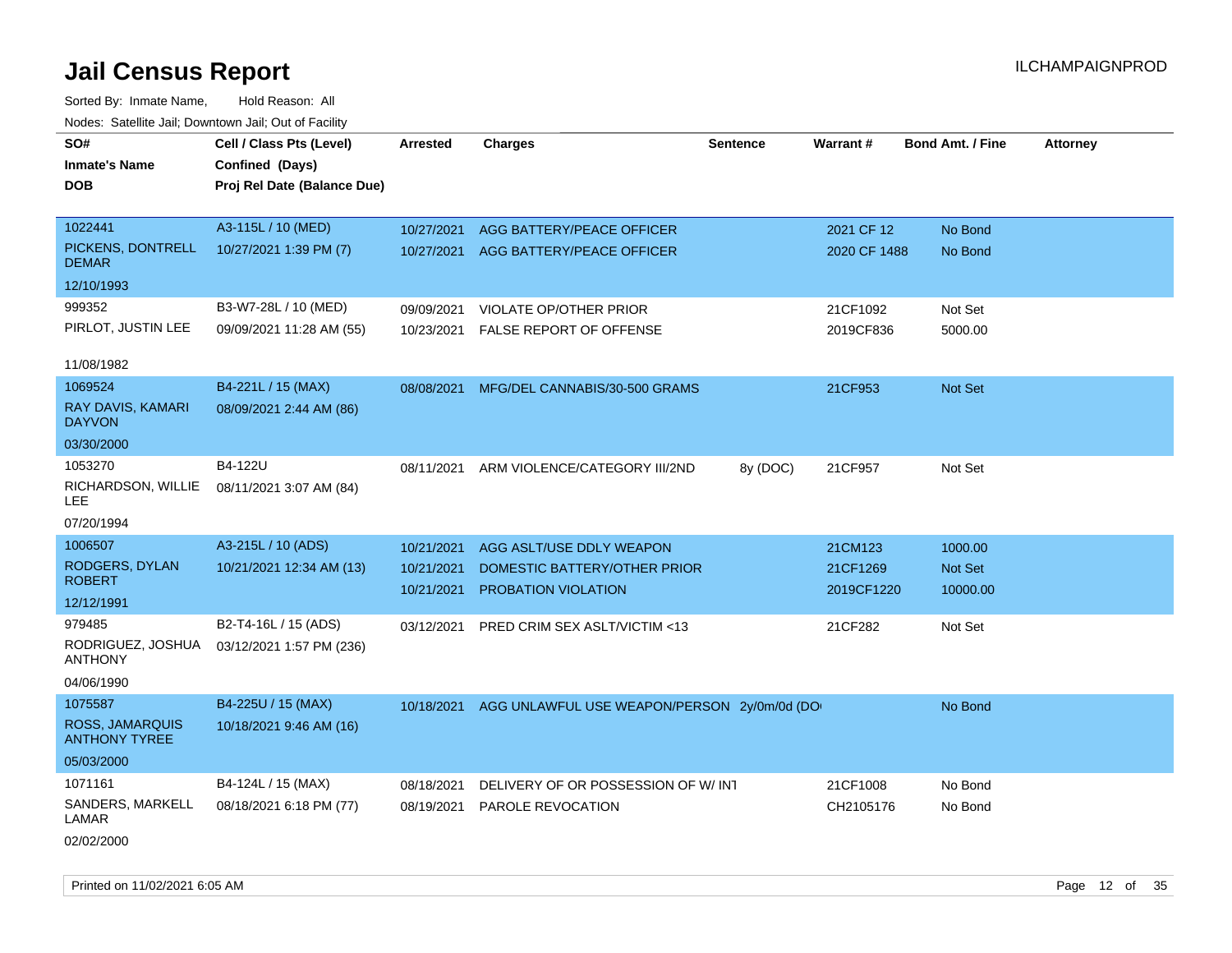# Jail Census Report

Sorted By: Inmate Name,     Hold Reason: All

Nodes: Satellite Jail; Downtown Jail; Out of Facility

| SO# / Inmate's Name / DOB | Cell / Class Pts (Level) / Confined (Days) / Proj Rel Date (Balance Due) | Arrested | Charges | Sentence | Warrant # | Bond Amt. / Fine | Attorney |
|---|---|---|---|---|---|---|---|
| 1022441<br>PICKENS, DONTRELL DEMAR<br>12/10/1993 | A3-115L / 10 (MED)<br>10/27/2021 1:39 PM (7) | 10/27/2021<br>10/27/2021 | AGG BATTERY/PEACE OFFICER<br>AGG BATTERY/PEACE OFFICER | | 2021 CF 12<br>2020 CF 1488 | No Bond<br>No Bond | |
| 999352<br>PIRLOT, JUSTIN LEE<br>11/08/1982 | B3-W7-28L / 10 (MED)<br>09/09/2021 11:28 AM (55) | 09/09/2021<br>10/23/2021 | VIOLATE OP/OTHER PRIOR<br>FALSE REPORT OF OFFENSE | | 21CF1092<br>2019CF836 | Not Set<br>5000.00 | |
| 1069524<br>RAY DAVIS, KAMARI DAYVON<br>03/30/2000 | B4-221L / 15 (MAX)<br>08/09/2021 2:44 AM (86) | 08/08/2021 | MFG/DEL CANNABIS/30-500 GRAMS | | 21CF953 | Not Set | |
| 1053270<br>RICHARDSON, WILLIE LEE<br>07/20/1994 | B4-122U<br>08/11/2021 3:07 AM (84) | 08/11/2021 | ARM VIOLENCE/CATEGORY III/2ND | 8y (DOC) | 21CF957 | Not Set | |
| 1006507<br>RODGERS, DYLAN ROBERT<br>12/12/1991 | A3-215L / 10 (ADS)<br>10/21/2021 12:34 AM (13) | 10/21/2021<br>10/21/2021<br>10/21/2021 | AGG ASLT/USE DDLY WEAPON<br>DOMESTIC BATTERY/OTHER PRIOR<br>PROBATION VIOLATION | | 21CM123<br>21CF1269<br>2019CF1220 | 1000.00<br>Not Set<br>10000.00 | |
| 979485<br>RODRIGUEZ, JOSHUA ANTHONY<br>04/06/1990 | B2-T4-16L / 15 (ADS)<br>03/12/2021 1:57 PM (236) | 03/12/2021 | PRED CRIM SEX ASLT/VICTIM <13 | | 21CF282 | Not Set | |
| 1075587<br>ROSS, JAMARQUIS ANTHONY TYREE<br>05/03/2000 | B4-225U / 15 (MAX)<br>10/18/2021 9:46 AM (16) | 10/18/2021 | AGG UNLAWFUL USE WEAPON/PERSON | 2y/0m/0d (DO | | No Bond | |
| 1071161<br>SANDERS, MARKELL LAMAR<br>02/02/2000 | B4-124L / 15 (MAX)<br>08/18/2021 6:18 PM (77) | 08/18/2021<br>08/19/2021 | DELIVERY OF OR POSSESSION OF W/ INT<br>PAROLE REVOCATION | | 21CF1008<br>CH2105176 | No Bond<br>No Bond | |

Printed on 11/02/2021 6:05 AM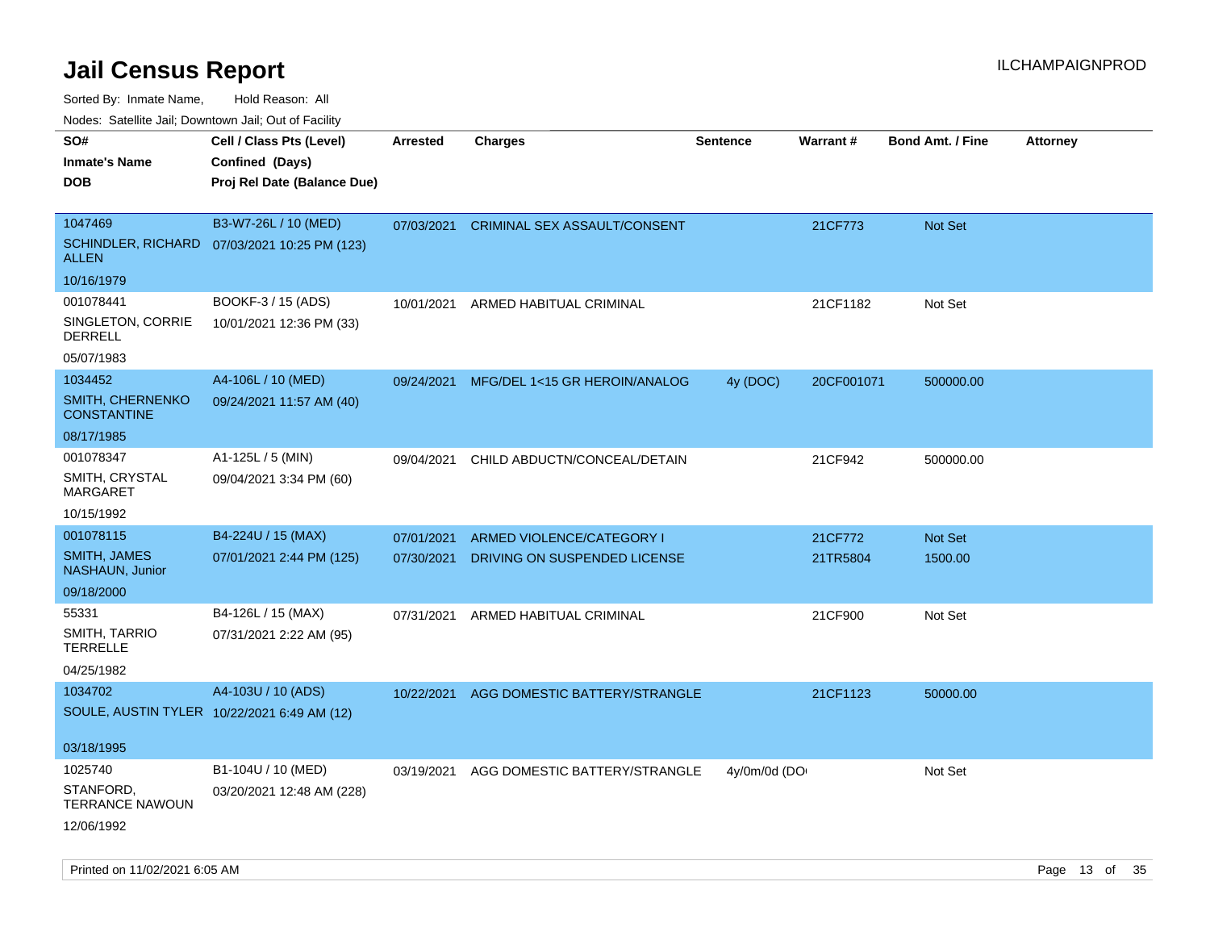# Jail Census Report

Sorted By: Inmate Name, Hold Reason: All

Nodes: Satellite Jail; Downtown Jail; Out of Facility

ILCHAMPAIGNPROD

| SO# / Inmate's Name / DOB | Cell / Class Pts (Level) / Confined (Days) / Proj Rel Date (Balance Due) | Arrested | Charges | Sentence | Warrant # | Bond Amt. / Fine | Attorney |
|---|---|---|---|---|---|---|---|
| 1047469<br>SCHINDLER, RICHARD ALLEN<br>10/16/1979 | B3-W7-26L / 10 (MED)<br>07/03/2021 10:25 PM (123) | 07/03/2021 | CRIMINAL SEX ASSAULT/CONSENT | | 21CF773 | Not Set | |
| 001078441<br>SINGLETON, CORRIE DERRELL<br>05/07/1983 | BOOKF-3 / 15 (ADS)<br>10/01/2021 12:36 PM (33) | 10/01/2021 | ARMED HABITUAL CRIMINAL | | 21CF1182 | Not Set | |
| 1034452<br>SMITH, CHERNENKO CONSTANTINE<br>08/17/1985 | A4-106L / 10 (MED)<br>09/24/2021 11:57 AM (40) | 09/24/2021 | MFG/DEL 1<15 GR HEROIN/ANALOG | 4y (DOC) | 20CF001071 | 500000.00 | |
| 001078347<br>SMITH, CRYSTAL MARGARET<br>10/15/1992 | A1-125L / 5 (MIN)<br>09/04/2021 3:34 PM (60) | 09/04/2021 | CHILD ABDUCTN/CONCEAL/DETAIN | | 21CF942 | 500000.00 | |
| 001078115<br>SMITH, JAMES NASHAUN, Junior<br>09/18/2000 | B4-224U / 15 (MAX)<br>07/01/2021 2:44 PM (125) | 07/01/2021<br>07/30/2021 | ARMED VIOLENCE/CATEGORY I<br>DRIVING ON SUSPENDED LICENSE | | 21CF772<br>21TR5804 | Not Set<br>1500.00 | |
| 55331<br>SMITH, TARRIO TERRELLE<br>04/25/1982 | B4-126L / 15 (MAX)<br>07/31/2021 2:22 AM (95) | 07/31/2021 | ARMED HABITUAL CRIMINAL | | 21CF900 | Not Set | |
| 1034702<br>SOULE, AUSTIN TYLER<br>03/18/1995 | A4-103U / 10 (ADS)<br>10/22/2021 6:49 AM (12) | 10/22/2021 | AGG DOMESTIC BATTERY/STRANGLE | | 21CF1123 | 50000.00 | |
| 1025740<br>STANFORD, TERRANCE NAWOUN<br>12/06/1992 | B1-104U / 10 (MED)<br>03/20/2021 12:48 AM (228) | 03/19/2021 | AGG DOMESTIC BATTERY/STRANGLE | 4y/0m/0d (DO | | Not Set | |

Printed on 11/02/2021 6:05 AM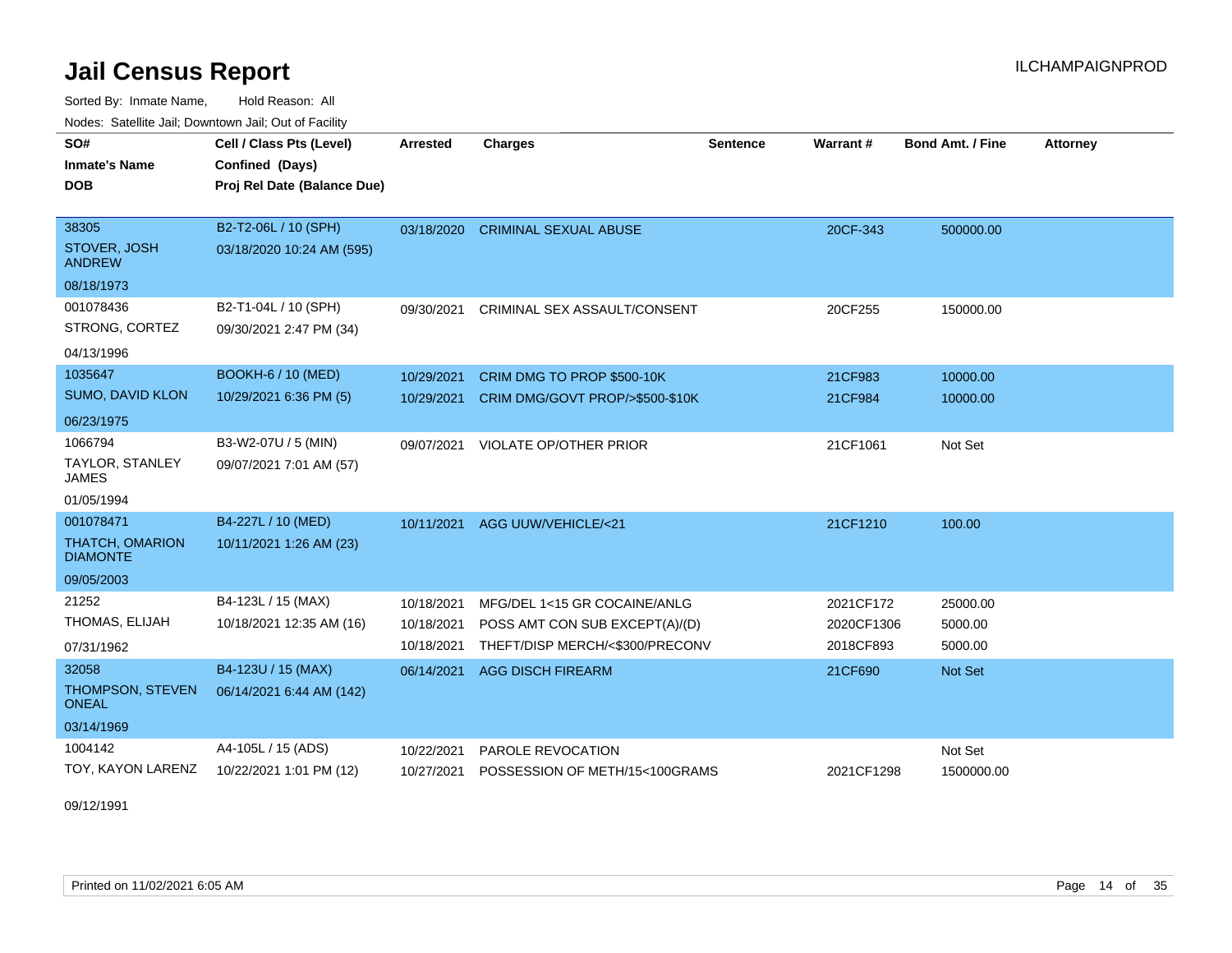# Jail Census Report

ILCHAMPAIGNPROD

Sorted By: Inmate Name, Hold Reason: All

Nodes: Satellite Jail; Downtown Jail; Out of Facility

| SO# / Inmate's Name / DOB | Cell / Class Pts (Level) / Confined (Days) / Proj Rel Date (Balance Due) | Arrested | Charges | Sentence | Warrant # | Bond Amt. / Fine | Attorney |
|---|---|---|---|---|---|---|---|
| 38305<br>STOVER, JOSH ANDREW<br>08/18/1973 | B2-T2-06L / 10 (SPH)<br>03/18/2020 10:24 AM (595) | 03/18/2020 | CRIMINAL SEXUAL ABUSE | | 20CF-343 | 500000.00 | |
| 001078436<br>STRONG, CORTEZ<br>04/13/1996 | B2-T1-04L / 10 (SPH)<br>09/30/2021 2:47 PM (34) | 09/30/2021 | CRIMINAL SEX ASSAULT/CONSENT | | 20CF255 | 150000.00 | |
| 1035647<br>SUMO, DAVID KLON<br>06/23/1975 | BOOKH-6 / 10 (MED)<br>10/29/2021 6:36 PM (5) | 10/29/2021 | CRIM DMG TO PROP $500-10K | | 21CF983 | 10000.00 | |
| | | 10/29/2021 | CRIM DMG/GOVT PROP/>$500-$10K | | 21CF984 | 10000.00 | |
| 1066794<br>TAYLOR, STANLEY JAMES<br>01/05/1994 | B3-W2-07U / 5 (MIN)<br>09/07/2021 7:01 AM (57) | 09/07/2021 | VIOLATE OP/OTHER PRIOR | | 21CF1061 | Not Set | |
| 001078471<br>THATCH, OMARION DIAMONTE<br>09/05/2003 | B4-227L / 10 (MED)<br>10/11/2021 1:26 AM (23) | 10/11/2021 | AGG UUW/VEHICLE/<21 | | 21CF1210 | 100.00 | |
| 21252<br>THOMAS, ELIJAH<br>07/31/1962 | B4-123L / 15 (MAX)<br>10/18/2021 12:35 AM (16) | 10/18/2021 | MFG/DEL 1<15 GR COCAINE/ANLG | | 2021CF172 | 25000.00 | |
| | | 10/18/2021 | POSS AMT CON SUB EXCEPT(A)/(D) | | 2020CF1306 | 5000.00 | |
| | | 10/18/2021 | THEFT/DISP MERCH/<$300/PRECONV | | 2018CF893 | 5000.00 | |
| 32058<br>THOMPSON, STEVEN ONEAL<br>03/14/1969 | B4-123U / 15 (MAX)<br>06/14/2021 6:44 AM (142) | 06/14/2021 | AGG DISCH FIREARM | | 21CF690 | Not Set | |
| 1004142<br>TOY, KAYON LARENZ<br>09/12/1991 | A4-105L / 15 (ADS)<br>10/22/2021 1:01 PM (12) | 10/22/2021 | PAROLE REVOCATION | | | Not Set | |
| | | 10/27/2021 | POSSESSION OF METH/15<100GRAMS | | 2021CF1298 | 1500000.00 | |

Printed on 11/02/2021 6:05 AM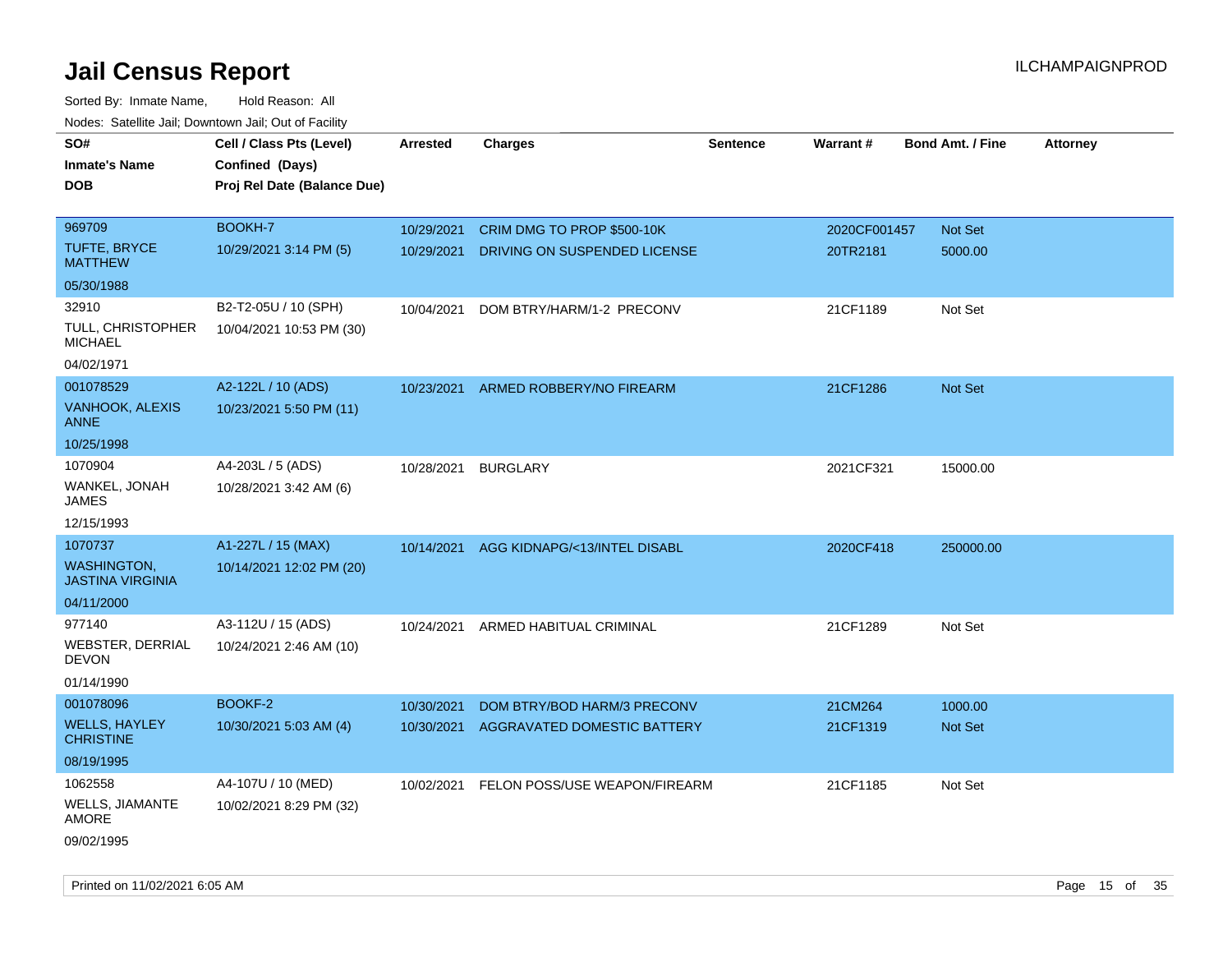# Jail Census Report

ILCHAMPAIGNPROD

Sorted By: Inmate Name, Hold Reason: All

Nodes: Satellite Jail; Downtown Jail; Out of Facility

| SO# / Inmate's Name / DOB | Cell / Class Pts (Level) / Confined (Days) / Proj Rel Date (Balance Due) | Arrested | Charges | Sentence | Warrant # | Bond Amt. / Fine | Attorney |
|---|---|---|---|---|---|---|---|
| 969709<br>TUFTE, BRYCE MATTHEW<br>05/30/1988 | BOOKH-7<br>10/29/2021 3:14 PM (5) | 10/29/2021<br>10/29/2021 | CRIM DMG TO PROP $500-10K<br>DRIVING ON SUSPENDED LICENSE | | 2020CF001457<br>20TR2181 | Not Set<br>5000.00 | |
| 32910<br>TULL, CHRISTOPHER MICHAEL<br>04/02/1971 | B2-T2-05U / 10 (SPH)<br>10/04/2021 10:53 PM (30) | 10/04/2021 | DOM BTRY/HARM/1-2 PRECONV | | 21CF1189 | Not Set | |
| 001078529<br>VANHOOK, ALEXIS ANNE<br>10/25/1998 | A2-122L / 10 (ADS)<br>10/23/2021 5:50 PM (11) | 10/23/2021 | ARMED ROBBERY/NO FIREARM | | 21CF1286 | Not Set | |
| 1070904<br>WANKEL, JONAH JAMES<br>12/15/1993 | A4-203L / 5 (ADS)<br>10/28/2021 3:42 AM (6) | 10/28/2021 | BURGLARY | | 2021CF321 | 15000.00 | |
| 1070737<br>WASHINGTON, JASTINA VIRGINIA<br>04/11/2000 | A1-227L / 15 (MAX)<br>10/14/2021 12:02 PM (20) | 10/14/2021 | AGG KIDNAPG/<13/INTEL DISABL | | 2020CF418 | 250000.00 | |
| 977140<br>WEBSTER, DERRIAL DEVON<br>01/14/1990 | A3-112U / 15 (ADS)<br>10/24/2021 2:46 AM (10) | 10/24/2021 | ARMED HABITUAL CRIMINAL | | 21CF1289 | Not Set | |
| 001078096<br>WELLS, HAYLEY CHRISTINE<br>08/19/1995 | BOOKF-2<br>10/30/2021 5:03 AM (4) | 10/30/2021<br>10/30/2021 | DOM BTRY/BOD HARM/3 PRECONV<br>AGGRAVATED DOMESTIC BATTERY | | 21CM264<br>21CF1319 | 1000.00<br>Not Set | |
| 1062558<br>WELLS, JIAMANTE AMORE<br>09/02/1995 | A4-107U / 10 (MED)<br>10/02/2021 8:29 PM (32) | 10/02/2021 | FELON POSS/USE WEAPON/FIREARM | | 21CF1185 | Not Set | |

Printed on 11/02/2021 6:05 AM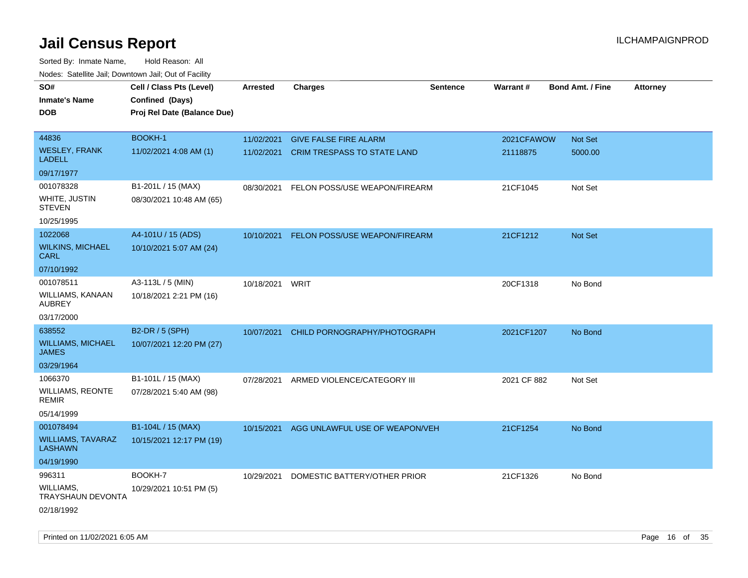# Jail Census Report

Sorted By: Inmate Name, Hold Reason: All

Nodes: Satellite Jail; Downtown Jail; Out of Facility

| SO# / Inmate's Name / DOB | Cell / Class Pts (Level) / Confined (Days) / Proj Rel Date (Balance Due) | Arrested | Charges | Sentence | Warrant # | Bond Amt. / Fine | Attorney |
|---|---|---|---|---|---|---|---|
| 44836<br>WESLEY, FRANK LADELL<br>09/17/1977 | BOOKH-1<br>11/02/2021 4:08 AM (1) | 11/02/2021<br>11/02/2021 | GIVE FALSE FIRE ALARM<br>CRIM TRESPASS TO STATE LAND | | 2021CFAWOW<br>21118875 | Not Set<br>5000.00 | |
| 001078328<br>WHITE, JUSTIN STEVEN<br>10/25/1995 | B1-201L / 15 (MAX)<br>08/30/2021 10:48 AM (65) | 08/30/2021 | FELON POSS/USE WEAPON/FIREARM | | 21CF1045 | Not Set | |
| 1022068<br>WILKINS, MICHAEL CARL<br>07/10/1992 | A4-101U / 15 (ADS)<br>10/10/2021 5:07 AM (24) | 10/10/2021 | FELON POSS/USE WEAPON/FIREARM | | 21CF1212 | Not Set | |
| 001078511<br>WILLIAMS, KANAAN AUBREY<br>03/17/2000 | A3-113L / 5 (MIN)<br>10/18/2021 2:21 PM (16) | 10/18/2021 | WRIT | | 20CF1318 | No Bond | |
| 638552<br>WILLIAMS, MICHAEL JAMES<br>03/29/1964 | B2-DR / 5 (SPH)<br>10/07/2021 12:20 PM (27) | 10/07/2021 | CHILD PORNOGRAPHY/PHOTOGRAPH | | 2021CF1207 | No Bond | |
| 1066370<br>WILLIAMS, REONTE REMIR<br>05/14/1999 | B1-101L / 15 (MAX)<br>07/28/2021 5:40 AM (98) | 07/28/2021 | ARMED VIOLENCE/CATEGORY III | | 2021 CF 882 | Not Set | |
| 001078494<br>WILLIAMS, TAVARAZ LASHAWN<br>04/19/1990 | B1-104L / 15 (MAX)<br>10/15/2021 12:17 PM (19) | 10/15/2021 | AGG UNLAWFUL USE OF WEAPON/VEH | | 21CF1254 | No Bond | |
| 996311<br>WILLIAMS, TRAYSHAUN DEVONTA<br>02/18/1992 | BOOKH-7<br>10/29/2021 10:51 PM (5) | 10/29/2021 | DOMESTIC BATTERY/OTHER PRIOR | | 21CF1326 | No Bond | |

Printed on 11/02/2021 6:05 AM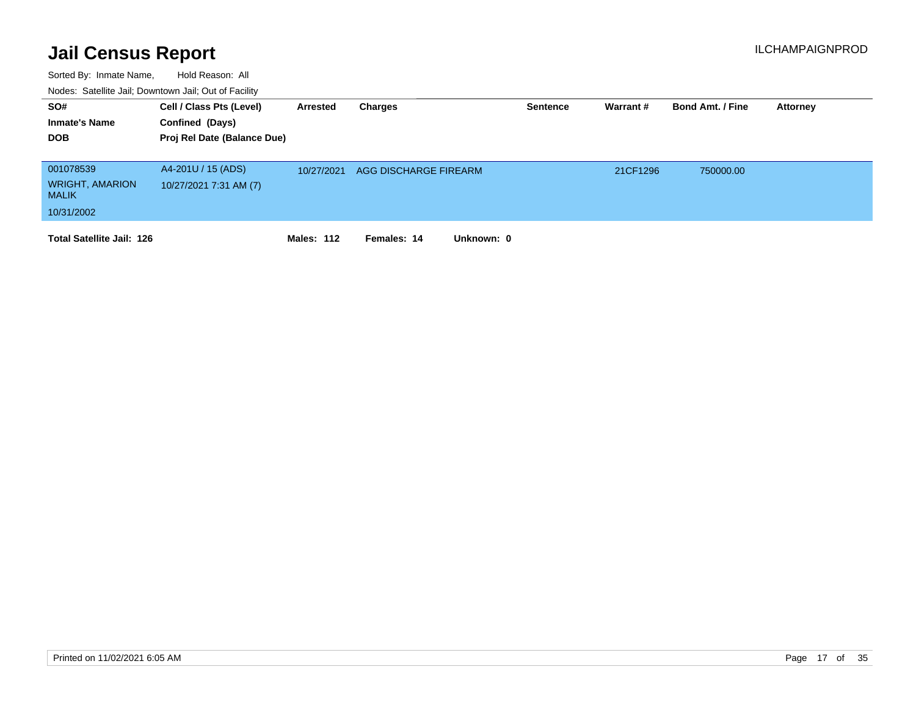# Jail Census Report

ILCHAMPAIGNPROD

Sorted By: Inmate Name, Hold Reason: All

Nodes: Satellite Jail; Downtown Jail; Out of Facility

| SO# / Inmate's Name / DOB | Cell / Class Pts (Level) / Confined (Days) / Proj Rel Date (Balance Due) | Arrested | Charges | Sentence | Warrant # | Bond Amt. / Fine | Attorney |
|---|---|---|---|---|---|---|---|
| 001078539<br>WRIGHT, AMARION MALIK<br>10/31/2002 | A4-201U / 15 (ADS)<br>10/27/2021 7:31 AM (7) | 10/27/2021 | AGG DISCHARGE FIREARM | | 21CF1296 | 750000.00 | |

**Total Satellite Jail: 126** **Males: 112** **Females: 14** **Unknown: 0**

Printed on 11/02/2021 6:05 AM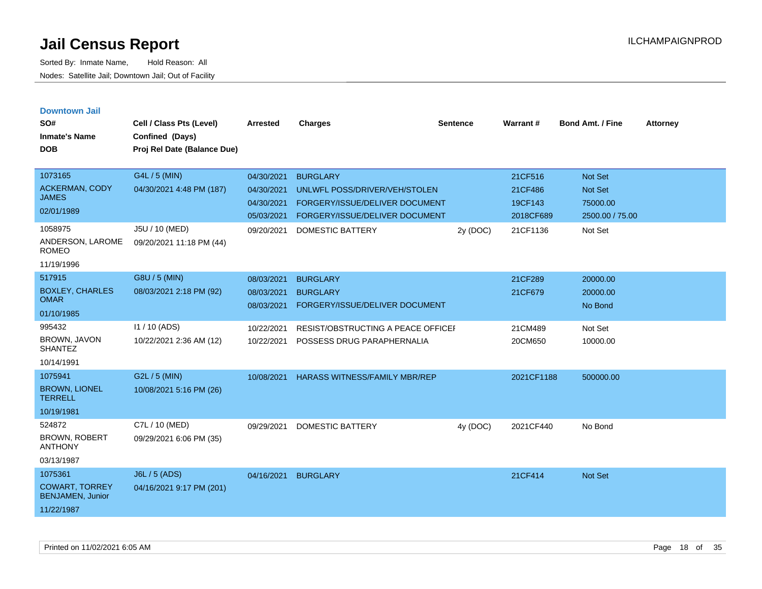# Jail Census Report

Sorted By: Inmate Name, Hold Reason: All

Nodes: Satellite Jail; Downtown Jail; Out of Facility

ILCHAMPAIGNPROD

## Downtown Jail

| SO# / Inmate's Name / DOB | Cell / Class Pts (Level) / Confined (Days) / Proj Rel Date (Balance Due) | Arrested | Charges | Sentence | Warrant # | Bond Amt. / Fine | Attorney |
|---|---|---|---|---|---|---|---|
| 1073165<br>ACKERMAN, CODY JAMES<br>02/01/1989 | G4L / 5 (MIN)<br>04/30/2021 4:48 PM (187) | 04/30/2021 | BURGLARY | | 21CF516 | Not Set | |
| | | 04/30/2021 | UNLWFL POSS/DRIVER/VEH/STOLEN | | 21CF486 | Not Set | |
| | | 04/30/2021 | FORGERY/ISSUE/DELIVER DOCUMENT | | 19CF143 | 75000.00 | |
| | | 05/03/2021 | FORGERY/ISSUE/DELIVER DOCUMENT | | 2018CF689 | 2500.00 / 75.00 | |
| 1058975<br>ANDERSON, LAROME ROMEO<br>11/19/1996 | J5U / 10 (MED)<br>09/20/2021 11:18 PM (44) | 09/20/2021 | DOMESTIC BATTERY | 2y (DOC) | 21CF1136 | Not Set | |
| 517915<br>BOXLEY, CHARLES OMAR<br>01/10/1985 | G8U / 5 (MIN)<br>08/03/2021 2:18 PM (92) | 08/03/2021 | BURGLARY | | 21CF289 | 20000.00 | |
| | | 08/03/2021 | BURGLARY | | 21CF679 | 20000.00 | |
| | | 08/03/2021 | FORGERY/ISSUE/DELIVER DOCUMENT | | | No Bond | |
| 995432<br>BROWN, JAVON SHANTEZ<br>10/14/1991 | I1 / 10 (ADS)<br>10/22/2021 2:36 AM (12) | 10/22/2021 | RESIST/OBSTRUCTING A PEACE OFFICEI | | 21CM489 | Not Set | |
| | | 10/22/2021 | POSSESS DRUG PARAPHERNALIA | | 20CM650 | 10000.00 | |
| 1075941<br>BROWN, LIONEL TERRELL<br>10/19/1981 | G2L / 5 (MIN)<br>10/08/2021 5:16 PM (26) | 10/08/2021 | HARASS WITNESS/FAMILY MBR/REP | | 2021CF1188 | 500000.00 | |
| 524872<br>BROWN, ROBERT ANTHONY<br>03/13/1987 | C7L / 10 (MED)<br>09/29/2021 6:06 PM (35) | 09/29/2021 | DOMESTIC BATTERY | 4y (DOC) | 2021CF440 | No Bond | |
| 1075361<br>COWART, TORREY BENJAMEN, Junior<br>11/22/1987 | J6L / 5 (ADS)<br>04/16/2021 9:17 PM (201) | 04/16/2021 | BURGLARY | | 21CF414 | Not Set | |

Printed on 11/02/2021 6:05 AM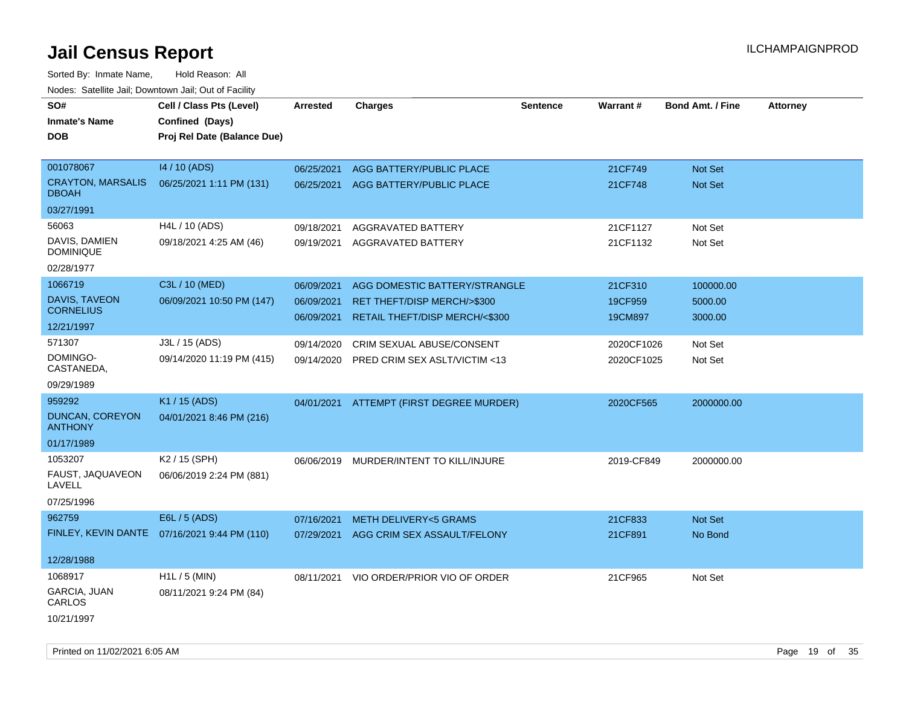# Jail Census Report

Sorted By: Inmate Name, Hold Reason: All

Nodes: Satellite Jail; Downtown Jail; Out of Facility

| SO# / Inmate's Name / DOB | Cell / Class Pts (Level) / Confined (Days) / Proj Rel Date (Balance Due) | Arrested | Charges | Sentence | Warrant # | Bond Amt. / Fine | Attorney |
|---|---|---|---|---|---|---|---|
| 001078067 CRAYTON, MARSALIS DBOAH 03/27/1991 | I4 / 10 (ADS) 06/25/2021 1:11 PM (131) | 06/25/2021 | AGG BATTERY/PUBLIC PLACE | | 21CF749 | Not Set | |
| | | 06/25/2021 | AGG BATTERY/PUBLIC PLACE | | 21CF748 | Not Set | |
| 56063 DAVIS, DAMIEN DOMINIQUE 02/28/1977 | H4L / 10 (ADS) 09/18/2021 4:25 AM (46) | 09/18/2021 | AGGRAVATED BATTERY | | 21CF1127 | Not Set | |
| | | 09/19/2021 | AGGRAVATED BATTERY | | 21CF1132 | Not Set | |
| 1066719 DAVIS, TAVEON CORNELIUS 12/21/1997 | C3L / 10 (MED) 06/09/2021 10:50 PM (147) | 06/09/2021 | AGG DOMESTIC BATTERY/STRANGLE | | 21CF310 | 100000.00 | |
| | | 06/09/2021 | RET THEFT/DISP MERCH/>$300 | | 19CF959 | 5000.00 | |
| | | 06/09/2021 | RETAIL THEFT/DISP MERCH/<$300 | | 19CM897 | 3000.00 | |
| 571307 DOMINGO-CASTANEDA, 09/29/1989 | J3L / 15 (ADS) 09/14/2020 11:19 PM (415) | 09/14/2020 | CRIM SEXUAL ABUSE/CONSENT | | 2020CF1026 | Not Set | |
| | | 09/14/2020 | PRED CRIM SEX ASLT/VICTIM <13 | | 2020CF1025 | Not Set | |
| 959292 DUNCAN, COREYON ANTHONY 01/17/1989 | K1 / 15 (ADS) 04/01/2021 8:46 PM (216) | 04/01/2021 | ATTEMPT (FIRST DEGREE MURDER) | | 2020CF565 | 2000000.00 | |
| 1053207 FAUST, JAQUAVEON LAVELL 07/25/1996 | K2 / 15 (SPH) 06/06/2019 2:24 PM (881) | 06/06/2019 | MURDER/INTENT TO KILL/INJURE | | 2019-CF849 | 2000000.00 | |
| 962759 FINLEY, KEVIN DANTE 12/28/1988 | E6L / 5 (ADS) 07/16/2021 9:44 PM (110) | 07/16/2021 | METH DELIVERY<5 GRAMS | | 21CF833 | Not Set | |
| | | 07/29/2021 | AGG CRIM SEX ASSAULT/FELONY | | 21CF891 | No Bond | |
| 1068917 GARCIA, JUAN CARLOS 10/21/1997 | H1L / 5 (MIN) 08/11/2021 9:24 PM (84) | 08/11/2021 | VIO ORDER/PRIOR VIO OF ORDER | | 21CF965 | Not Set | |

Printed on 11/02/2021 6:05 AM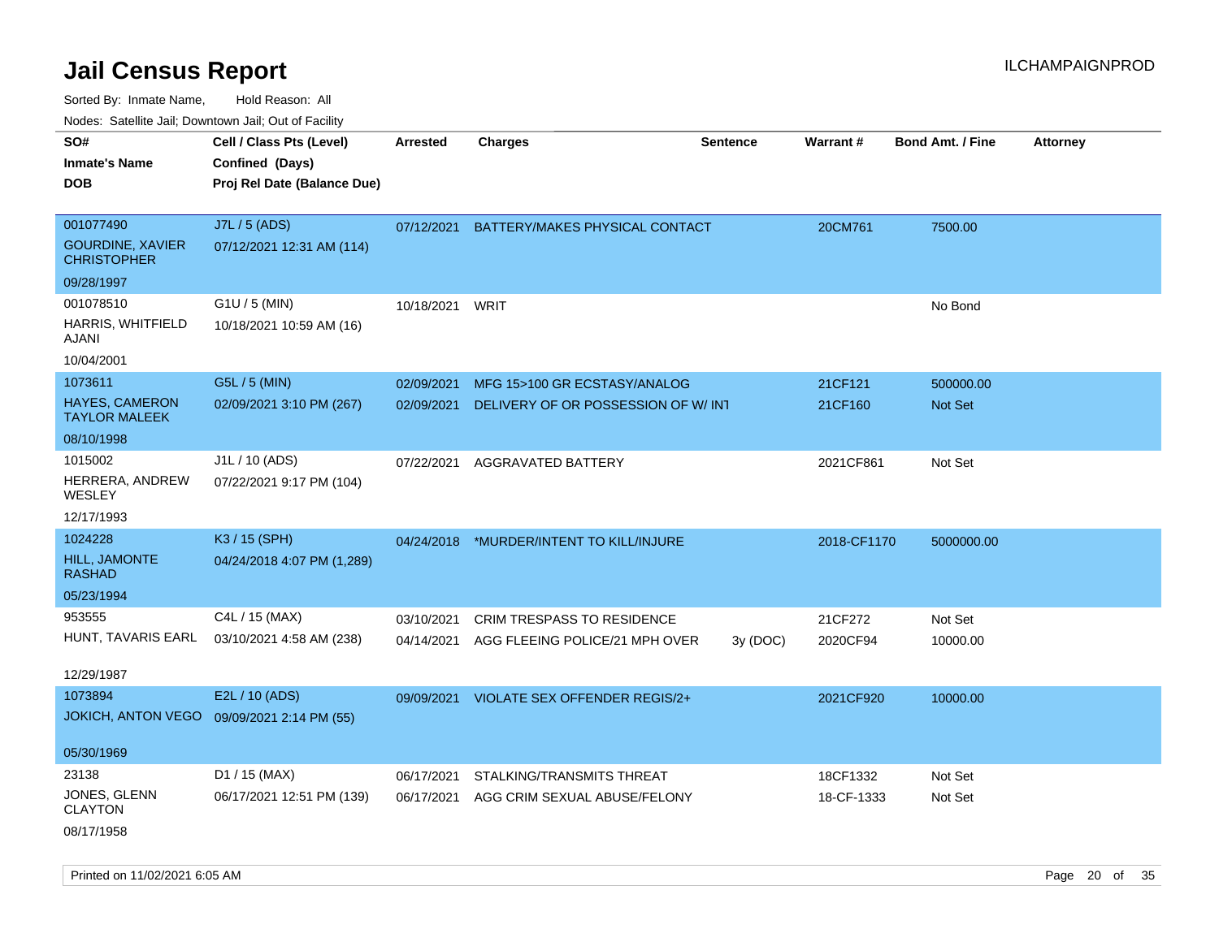# Jail Census Report

ILCHAMPAIGNPROD

Sorted By: Inmate Name, Hold Reason: All

Nodes: Satellite Jail; Downtown Jail; Out of Facility

| SO# / Inmate's Name / DOB | Cell / Class Pts (Level) / Confined (Days) / Proj Rel Date (Balance Due) | Arrested | Charges | Sentence | Warrant # | Bond Amt. / Fine | Attorney |
|---|---|---|---|---|---|---|---|
| 001077490<br>GOURDINE, XAVIER CHRISTOPHER<br>09/28/1997 | J7L / 5 (ADS)<br>07/12/2021 12:31 AM (114) | 07/12/2021 | BATTERY/MAKES PHYSICAL CONTACT | | 20CM761 | 7500.00 | |
| 001078510<br>HARRIS, WHITFIELD AJANI<br>10/04/2001 | G1U / 5 (MIN)<br>10/18/2021 10:59 AM (16) | 10/18/2021 | WRIT | | | No Bond | |
| 1073611<br>HAYES, CAMERON TAYLOR MALEEK<br>08/10/1998 | G5L / 5 (MIN)<br>02/09/2021 3:10 PM (267) | 02/09/2021 | MFG 15>100 GR ECSTASY/ANALOG | | 21CF121 | 500000.00 | |
| | | 02/09/2021 | DELIVERY OF OR POSSESSION OF W/ INT | | 21CF160 | Not Set | |
| 1015002<br>HERRERA, ANDREW WESLEY<br>12/17/1993 | J1L / 10 (ADS)<br>07/22/2021 9:17 PM (104) | 07/22/2021 | AGGRAVATED BATTERY | | 2021CF861 | Not Set | |
| 1024228<br>HILL, JAMONTE RASHAD<br>05/23/1994 | K3 / 15 (SPH)<br>04/24/2018 4:07 PM (1,289) | 04/24/2018 | *MURDER/INTENT TO KILL/INJURE | | 2018-CF1170 | 5000000.00 | |
| 953555<br>HUNT, TAVARIS EARL<br>12/29/1987 | C4L / 15 (MAX)<br>03/10/2021 4:58 AM (238) | 03/10/2021 | CRIM TRESPASS TO RESIDENCE | | 21CF272 | Not Set | |
| | | 04/14/2021 | AGG FLEEING POLICE/21 MPH OVER | 3y (DOC) | 2020CF94 | 10000.00 | |
| 1073894<br>JOKICH, ANTON VEGO<br>05/30/1969 | E2L / 10 (ADS)<br>09/09/2021 2:14 PM (55) | 09/09/2021 | VIOLATE SEX OFFENDER REGIS/2+ | | 2021CF920 | 10000.00 | |
| 23138<br>JONES, GLENN CLAYTON<br>08/17/1958 | D1 / 15 (MAX)<br>06/17/2021 12:51 PM (139) | 06/17/2021 | STALKING/TRANSMITS THREAT | | 18CF1332 | Not Set | |
| | | 06/17/2021 | AGG CRIM SEXUAL ABUSE/FELONY | | 18-CF-1333 | Not Set | |

Printed on 11/02/2021 6:05 AM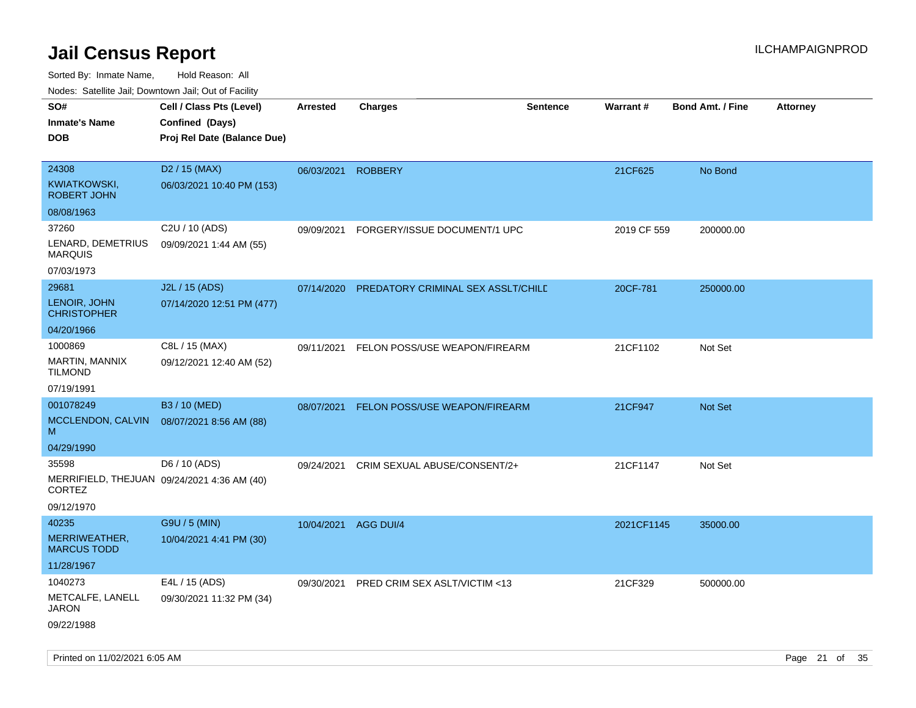# Jail Census Report

ILCHAMPAIGNPROD

Sorted By: Inmate Name, Hold Reason: All

Nodes: Satellite Jail; Downtown Jail; Out of Facility

| SO#<br>Inmate's Name<br>DOB | Cell / Class Pts (Level)<br>Confined (Days)<br>Proj Rel Date (Balance Due) | Arrested | Charges | Sentence | Warrant # | Bond Amt. / Fine | Attorney |
|---|---|---|---|---|---|---|---|
| 24308<br>KWIATKOWSKI, ROBERT JOHN<br>08/08/1963 | D2 / 15 (MAX)<br>06/03/2021 10:40 PM (153) | 06/03/2021 | ROBBERY | | 21CF625 | No Bond | |
| 37260<br>LENARD, DEMETRIUS MARQUIS<br>07/03/1973 | C2U / 10 (ADS)<br>09/09/2021 1:44 AM (55) | 09/09/2021 | FORGERY/ISSUE DOCUMENT/1 UPC | | 2019 CF 559 | 200000.00 | |
| 29681<br>LENOIR, JOHN CHRISTOPHER<br>04/20/1966 | J2L / 15 (ADS)<br>07/14/2020 12:51 PM (477) | 07/14/2020 | PREDATORY CRIMINAL SEX ASSLT/CHILD | | 20CF-781 | 250000.00 | |
| 1000869<br>MARTIN, MANNIX TILMOND<br>07/19/1991 | C8L / 15 (MAX)<br>09/12/2021 12:40 AM (52) | 09/11/2021 | FELON POSS/USE WEAPON/FIREARM | | 21CF1102 | Not Set | |
| 001078249<br>MCCLENDON, CALVIN M<br>04/29/1990 | B3 / 10 (MED)<br>08/07/2021 8:56 AM (88) | 08/07/2021 | FELON POSS/USE WEAPON/FIREARM | | 21CF947 | Not Set | |
| 35598<br>MERRIFIELD, THEJUAN CORTEZ<br>09/12/1970 | D6 / 10 (ADS)<br>09/24/2021 4:36 AM (40) | 09/24/2021 | CRIM SEXUAL ABUSE/CONSENT/2+ | | 21CF1147 | Not Set | |
| 40235<br>MERRIWEATHER, MARCUS TODD<br>11/28/1967 | G9U / 5 (MIN)<br>10/04/2021 4:41 PM (30) | 10/04/2021 | AGG DUI/4 | | 2021CF1145 | 35000.00 | |
| 1040273<br>METCALFE, LANELL JARON<br>09/22/1988 | E4L / 15 (ADS)<br>09/30/2021 11:32 PM (34) | 09/30/2021 | PRED CRIM SEX ASLT/VICTIM <13 | | 21CF329 | 500000.00 | |

Printed on 11/02/2021 6:05 AM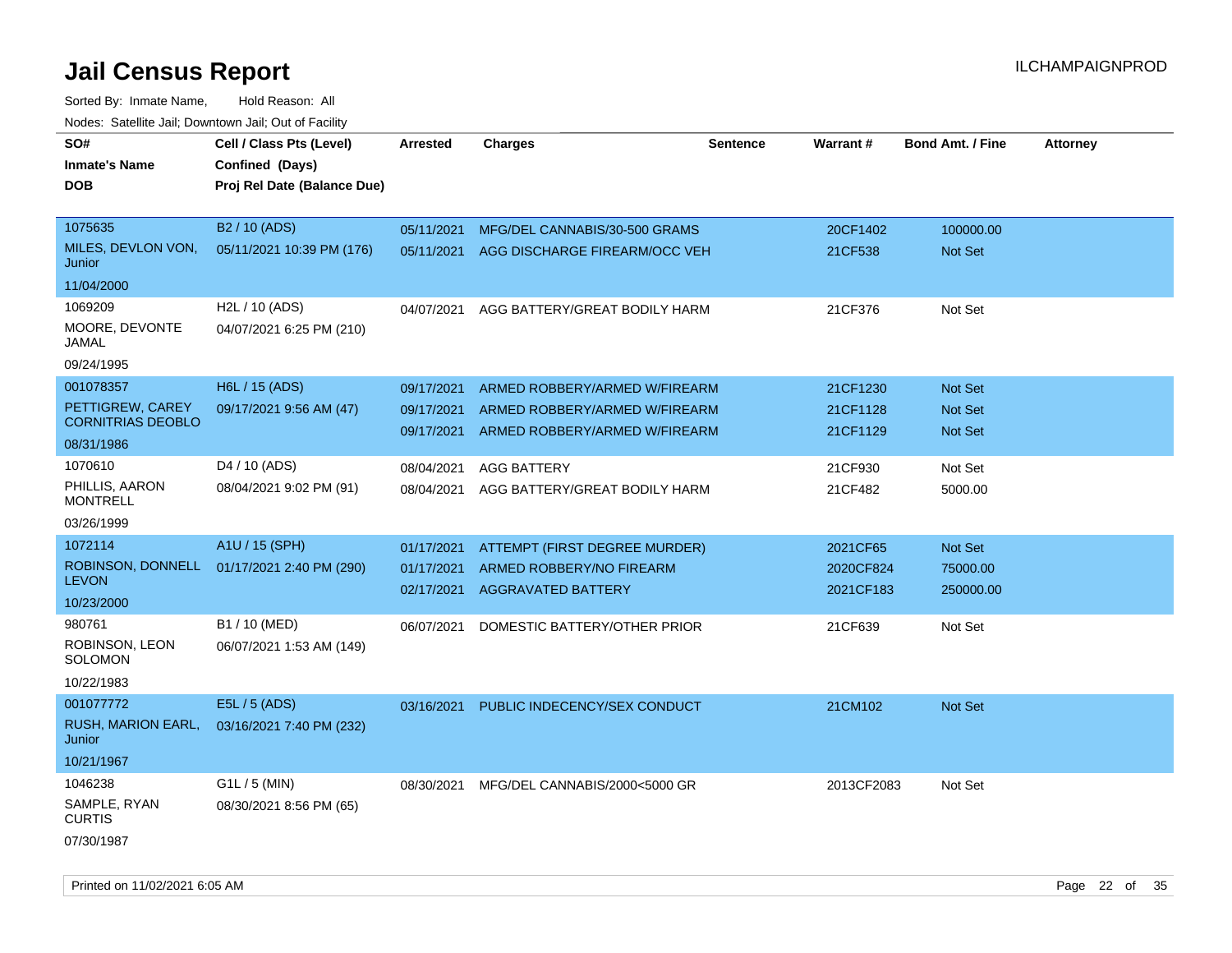# Jail Census Report

ILCHAMPAIGNPROD

Sorted By: Inmate Name, Hold Reason: All

Nodes: Satellite Jail; Downtown Jail; Out of Facility

| SO# / Inmate's Name / DOB | Cell / Class Pts (Level) / Confined (Days) / Proj Rel Date (Balance Due) | Arrested | Charges | Sentence | Warrant # | Bond Amt. / Fine | Attorney |
|---|---|---|---|---|---|---|---|
| 1075635<br>MILES, DEVLON VON, Junior<br>11/04/2000 | B2 / 10 (ADS)<br>05/11/2021 10:39 PM (176) | 05/11/2021<br>05/11/2021 | MFG/DEL CANNABIS/30-500 GRAMS<br>AGG DISCHARGE FIREARM/OCC VEH | | 20CF1402<br>21CF538 | 100000.00<br>Not Set | |
| 1069209<br>MOORE, DEVONTE JAMAL<br>09/24/1995 | H2L / 10 (ADS)<br>04/07/2021 6:25 PM (210) | 04/07/2021 | AGG BATTERY/GREAT BODILY HARM | | 21CF376 | Not Set | |
| 001078357<br>PETTIGREW, CAREY CORNITRIAS DEOBLO<br>08/31/1986 | H6L / 15 (ADS)<br>09/17/2021 9:56 AM (47) | 09/17/2021<br>09/17/2021<br>09/17/2021 | ARMED ROBBERY/ARMED W/FIREARM<br>ARMED ROBBERY/ARMED W/FIREARM<br>ARMED ROBBERY/ARMED W/FIREARM | | 21CF1230<br>21CF1128<br>21CF1129 | Not Set<br>Not Set<br>Not Set | |
| 1070610<br>PHILLIS, AARON MONTRELL<br>03/26/1999 | D4 / 10 (ADS)<br>08/04/2021 9:02 PM (91) | 08/04/2021<br>08/04/2021 | AGG BATTERY<br>AGG BATTERY/GREAT BODILY HARM | | 21CF930<br>21CF482 | Not Set<br>5000.00 | |
| 1072114<br>ROBINSON, DONNELL LEVON<br>10/23/2000 | A1U / 15 (SPH)<br>01/17/2021 2:40 PM (290) | 01/17/2021<br>01/17/2021<br>02/17/2021 | ATTEMPT (FIRST DEGREE MURDER)<br>ARMED ROBBERY/NO FIREARM<br>AGGRAVATED BATTERY | | 2021CF65<br>2020CF824<br>2021CF183 | Not Set<br>75000.00<br>250000.00 | |
| 980761<br>ROBINSON, LEON SOLOMON<br>10/22/1983 | B1 / 10 (MED)<br>06/07/2021 1:53 AM (149) | 06/07/2021 | DOMESTIC BATTERY/OTHER PRIOR | | 21CF639 | Not Set | |
| 001077772<br>RUSH, MARION EARL, Junior<br>10/21/1967 | E5L / 5 (ADS)<br>03/16/2021 7:40 PM (232) | 03/16/2021 | PUBLIC INDECENCY/SEX CONDUCT | | 21CM102 | Not Set | |
| 1046238<br>SAMPLE, RYAN CURTIS<br>07/30/1987 | G1L / 5 (MIN)<br>08/30/2021 8:56 PM (65) | 08/30/2021 | MFG/DEL CANNABIS/2000<5000 GR | | 2013CF2083 | Not Set | |

Printed on 11/02/2021 6:05 AM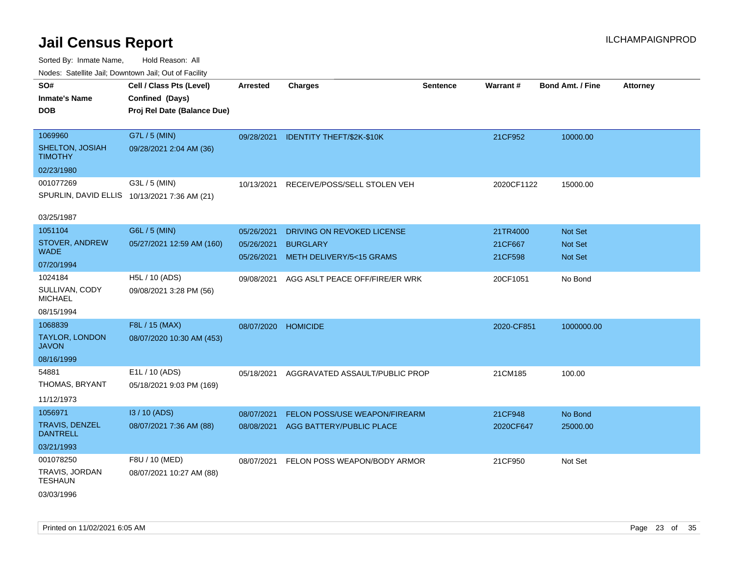# Jail Census Report

ILCHAMPAIGNPROD

Sorted By: Inmate Name, Hold Reason: All

Nodes: Satellite Jail; Downtown Jail; Out of Facility

| SO# Inmate's Name DOB | Cell / Class Pts (Level) Confined (Days) Proj Rel Date (Balance Due) | Arrested | Charges | Sentence | Warrant # | Bond Amt. / Fine | Attorney |
|---|---|---|---|---|---|---|---|
| 1069960 SHELTON, JOSIAH TIMOTHY 02/23/1980 | G7L / 5 (MIN) 09/28/2021 2:04 AM (36) | 09/28/2021 | IDENTITY THEFT/$2K-$10K | | 21CF952 | 10000.00 | |
| 001077269 SPURLIN, DAVID ELLIS 03/25/1987 | G3L / 5 (MIN) 10/13/2021 7:36 AM (21) | 10/13/2021 | RECEIVE/POSS/SELL STOLEN VEH | | 2020CF1122 | 15000.00 | |
| 1051104 STOVER, ANDREW WADE 07/20/1994 | G6L / 5 (MIN) 05/27/2021 12:59 AM (160) | 05/26/2021 | DRIVING ON REVOKED LICENSE | | 21TR4000 | Not Set | |
| | | 05/26/2021 | BURGLARY | | 21CF667 | Not Set | |
| | | 05/26/2021 | METH DELIVERY/5<15 GRAMS | | 21CF598 | Not Set | |
| 1024184 SULLIVAN, CODY MICHAEL 08/15/1994 | H5L / 10 (ADS) 09/08/2021 3:28 PM (56) | 09/08/2021 | AGG ASLT PEACE OFF/FIRE/ER WRK | | 20CF1051 | No Bond | |
| 1068839 TAYLOR, LONDON JAVON 08/16/1999 | F8L / 15 (MAX) 08/07/2020 10:30 AM (453) | 08/07/2020 | HOMICIDE | | 2020-CF851 | 1000000.00 | |
| 54881 THOMAS, BRYANT 11/12/1973 | E1L / 10 (ADS) 05/18/2021 9:03 PM (169) | 05/18/2021 | AGGRAVATED ASSAULT/PUBLIC PROP | | 21CM185 | 100.00 | |
| 1056971 TRAVIS, DENZEL DANTRELL 03/21/1993 | I3 / 10 (ADS) 08/07/2021 7:36 AM (88) | 08/07/2021 | FELON POSS/USE WEAPON/FIREARM | | 21CF948 | No Bond | |
| | | 08/08/2021 | AGG BATTERY/PUBLIC PLACE | | 2020CF647 | 25000.00 | |
| 001078250 TRAVIS, JORDAN TESHAUN 03/03/1996 | F8U / 10 (MED) 08/07/2021 10:27 AM (88) | 08/07/2021 | FELON POSS WEAPON/BODY ARMOR | | 21CF950 | Not Set | |

Printed on 11/02/2021 6:05 AM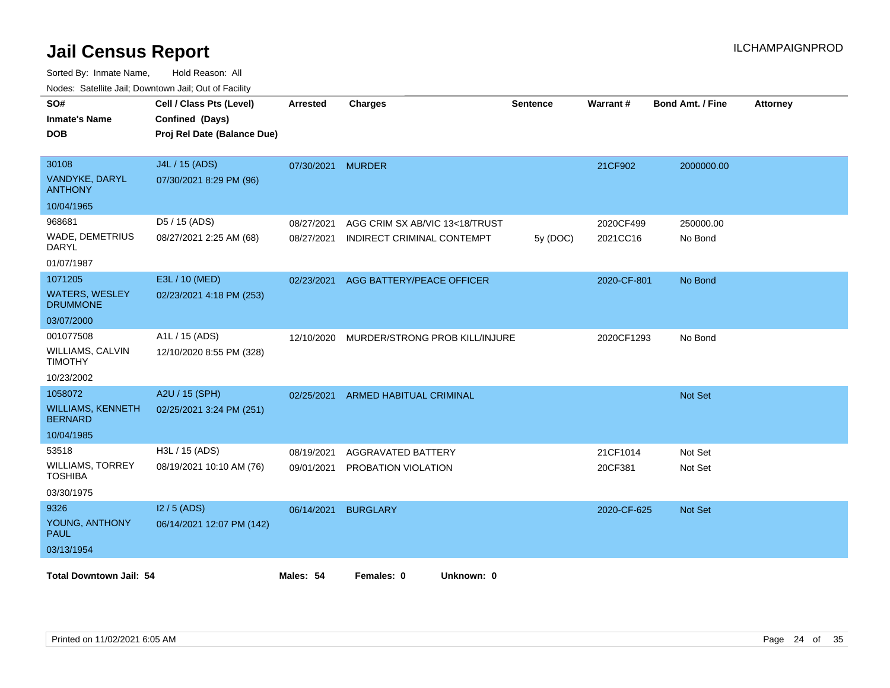# Jail Census Report

ILCHAMPAIGNPROD

Sorted By: Inmate Name, Hold Reason: All

Nodes: Satellite Jail; Downtown Jail; Out of Facility

| SO# / Inmate's Name / DOB | Cell / Class Pts (Level) / Confined (Days) / Proj Rel Date (Balance Due) | Arrested | Charges | Sentence | Warrant # | Bond Amt. / Fine | Attorney |
|---|---|---|---|---|---|---|---|
| 30108<br>VANDYKE, DARYL ANTHONY<br>10/04/1965 | J4L / 15 (ADS)<br>07/30/2021 8:29 PM (96) | 07/30/2021 | MURDER | | 21CF902 | 2000000.00 | |
| 968681<br>WADE, DEMETRIUS DARYL<br>01/07/1987 | D5 / 15 (ADS)<br>08/27/2021 2:25 AM (68) | 08/27/2021 | AGG CRIM SX AB/VIC 13<18/TRUST | | 2020CF499 | 250000.00 | |
| | | 08/27/2021 | INDIRECT CRIMINAL CONTEMPT | 5y (DOC) | 2021CC16 | No Bond | |
| 1071205<br>WATERS, WESLEY DRUMMONE<br>03/07/2000 | E3L / 10 (MED)<br>02/23/2021 4:18 PM (253) | 02/23/2021 | AGG BATTERY/PEACE OFFICER | | 2020-CF-801 | No Bond | |
| 001077508<br>WILLIAMS, CALVIN TIMOTHY<br>10/23/2002 | A1L / 15 (ADS)<br>12/10/2020 8:55 PM (328) | 12/10/2020 | MURDER/STRONG PROB KILL/INJURE | | 2020CF1293 | No Bond | |
| 1058072<br>WILLIAMS, KENNETH BERNARD<br>10/04/1985 | A2U / 15 (SPH)<br>02/25/2021 3:24 PM (251) | 02/25/2021 | ARMED HABITUAL CRIMINAL | | | Not Set | |
| 53518<br>WILLIAMS, TORREY TOSHIBA<br>03/30/1975 | H3L / 15 (ADS)<br>08/19/2021 10:10 AM (76) | 08/19/2021 | AGGRAVATED BATTERY | | 21CF1014 | Not Set | |
| | | 09/01/2021 | PROBATION VIOLATION | | 20CF381 | Not Set | |
| 9326<br>YOUNG, ANTHONY PAUL<br>03/13/1954 | I2 / 5 (ADS)<br>06/14/2021 12:07 PM (142) | 06/14/2021 | BURGLARY | | 2020-CF-625 | Not Set | |

**Total Downtown Jail: 54** **Males: 54** **Females: 0** **Unknown: 0**

Printed on 11/02/2021 6:05 AM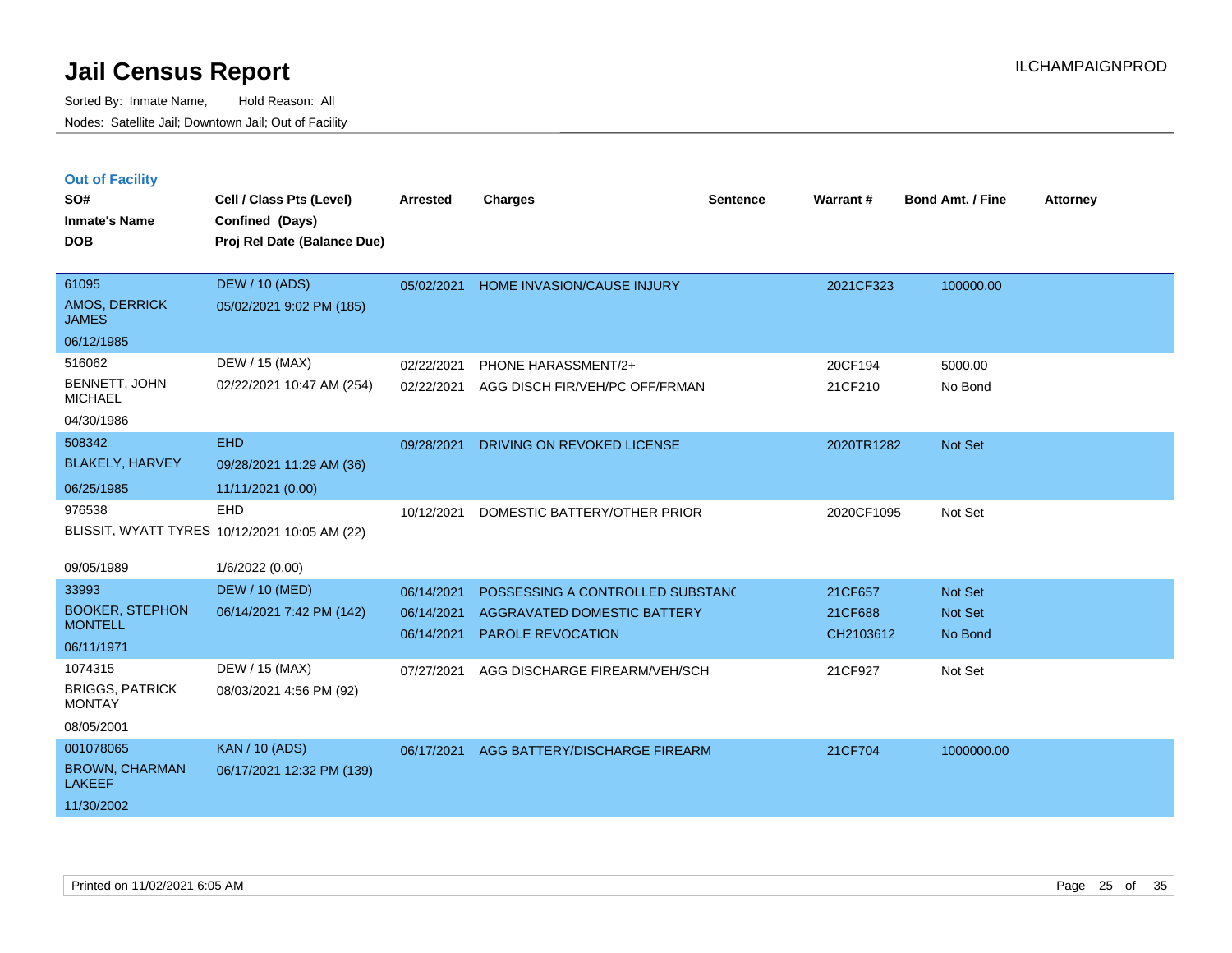# Jail Census Report

Sorted By: Inmate Name, Hold Reason: All

Nodes: Satellite Jail; Downtown Jail; Out of Facility

ILCHAMPAIGNPROD

## Out of Facility

| SO# / Inmate's Name / DOB | Cell / Class Pts (Level) / Confined (Days) / Proj Rel Date (Balance Due) | Arrested | Charges | Sentence | Warrant # | Bond Amt. / Fine | Attorney |
|---|---|---|---|---|---|---|---|
| 61095<br>AMOS, DERRICK JAMES<br>06/12/1985 | DEW / 10 (ADS)<br>05/02/2021 9:02 PM (185) | 05/02/2021 | HOME INVASION/CAUSE INJURY | | 2021CF323 | 100000.00 | |
| 516062<br>BENNETT, JOHN MICHAEL<br>04/30/1986 | DEW / 15 (MAX)<br>02/22/2021 10:47 AM (254) | 02/22/2021<br>02/22/2021 | PHONE HARASSMENT/2+<br>AGG DISCH FIR/VEH/PC OFF/FRMAN | | 20CF194<br>21CF210 | 5000.00<br>No Bond | |
| 508342<br>BLAKELY, HARVEY<br>06/25/1985 | EHD<br>09/28/2021 11:29 AM (36)<br>11/11/2021 (0.00) | 09/28/2021 | DRIVING ON REVOKED LICENSE | | 2020TR1282 | Not Set | |
| 976538<br>BLISSIT, WYATT TYRES<br>09/05/1989 | EHD<br>10/12/2021 10:05 AM (22)<br>1/6/2022 (0.00) | 10/12/2021 | DOMESTIC BATTERY/OTHER PRIOR | | 2020CF1095 | Not Set | |
| 33993<br>BOOKER, STEPHON MONTELL<br>06/11/1971 | DEW / 10 (MED)<br>06/14/2021 7:42 PM (142) | 06/14/2021<br>06/14/2021<br>06/14/2021 | POSSESSING A CONTROLLED SUBSTANC<br>AGGRAVATED DOMESTIC BATTERY<br>PAROLE REVOCATION | | 21CF657<br>21CF688<br>CH2103612 | Not Set<br>Not Set<br>No Bond | |
| 1074315<br>BRIGGS, PATRICK MONTAY<br>08/05/2001 | DEW / 15 (MAX)<br>08/03/2021 4:56 PM (92) | 07/27/2021 | AGG DISCHARGE FIREARM/VEH/SCH | | 21CF927 | Not Set | |
| 001078065<br>BROWN, CHARMAN LAKEEF<br>11/30/2002 | KAN / 10 (ADS)<br>06/17/2021 12:32 PM (139) | 06/17/2021 | AGG BATTERY/DISCHARGE FIREARM | | 21CF704 | 1000000.00 | |

Printed on 11/02/2021 6:05 AM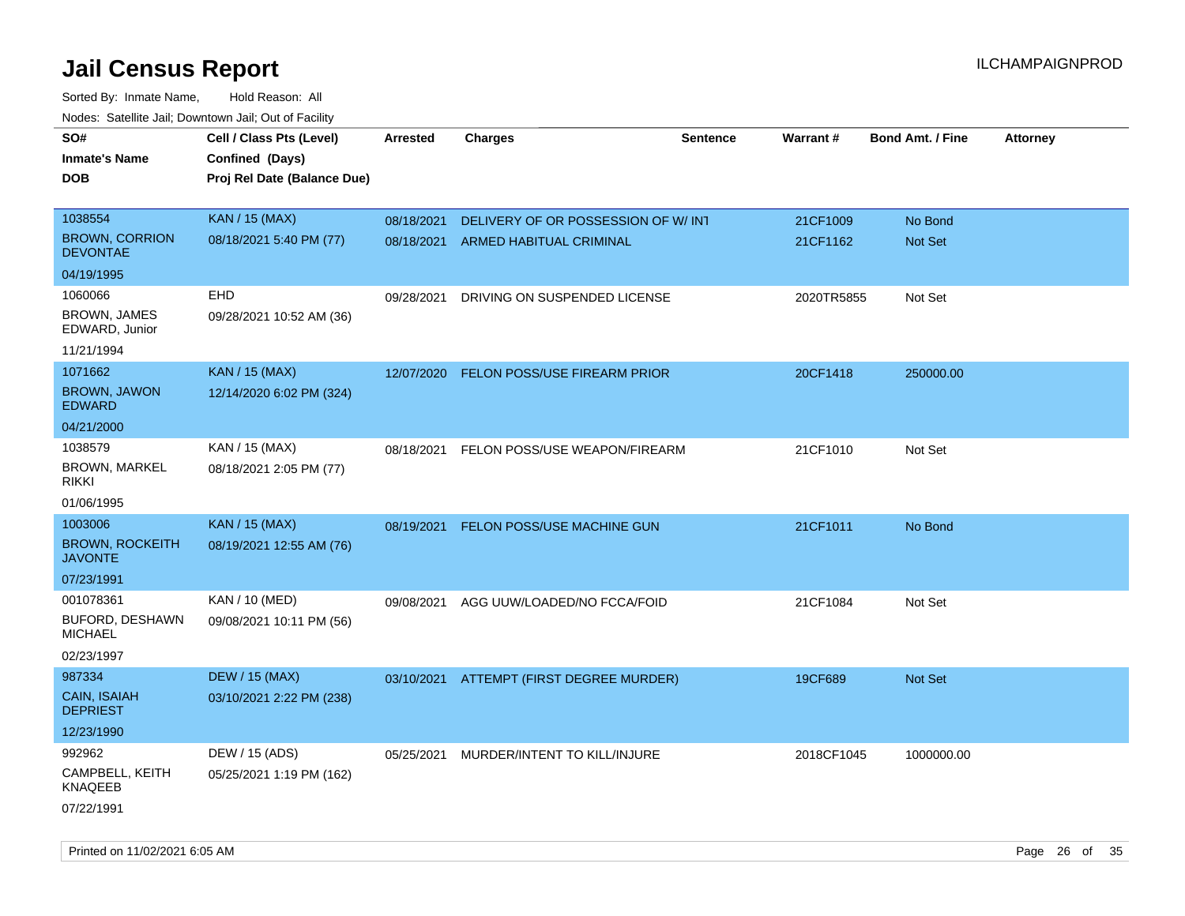# Jail Census Report

Sorted By: Inmate Name, Hold Reason: All

Nodes: Satellite Jail; Downtown Jail; Out of Facility

| SO# / Inmate's Name / DOB | Cell / Class Pts (Level) / Confined (Days) / Proj Rel Date (Balance Due) | Arrested | Charges | Sentence | Warrant # | Bond Amt. / Fine | Attorney |
|---|---|---|---|---|---|---|---|
| 1038554<br>BROWN, CORRION DEVONTAE<br>04/19/1995 | KAN / 15 (MAX)<br>08/18/2021 5:40 PM (77) | 08/18/2021<br>08/18/2021 | DELIVERY OF OR POSSESSION OF W/ INT<br>ARMED HABITUAL CRIMINAL | | 21CF1009<br>21CF1162 | No Bond<br>Not Set | |
| 1060066<br>BROWN, JAMES EDWARD, Junior<br>11/21/1994 | EHD<br>09/28/2021 10:52 AM (36) | 09/28/2021 | DRIVING ON SUSPENDED LICENSE | | 2020TR5855 | Not Set | |
| 1071662<br>BROWN, JAWON EDWARD<br>04/21/2000 | KAN / 15 (MAX)<br>12/14/2020 6:02 PM (324) | 12/07/2020 | FELON POSS/USE FIREARM PRIOR | | 20CF1418 | 250000.00 | |
| 1038579<br>BROWN, MARKEL RIKKI<br>01/06/1995 | KAN / 15 (MAX)<br>08/18/2021 2:05 PM (77) | 08/18/2021 | FELON POSS/USE WEAPON/FIREARM | | 21CF1010 | Not Set | |
| 1003006<br>BROWN, ROCKEITH JAVONTE<br>07/23/1991 | KAN / 15 (MAX)<br>08/19/2021 12:55 AM (76) | 08/19/2021 | FELON POSS/USE MACHINE GUN | | 21CF1011 | No Bond | |
| 001078361<br>BUFORD, DESHAWN MICHAEL<br>02/23/1997 | KAN / 10 (MED)<br>09/08/2021 10:11 PM (56) | 09/08/2021 | AGG UUW/LOADED/NO FCCA/FOID | | 21CF1084 | Not Set | |
| 987334<br>CAIN, ISAIAH DEPRIEST<br>12/23/1990 | DEW / 15 (MAX)<br>03/10/2021 2:22 PM (238) | 03/10/2021 | ATTEMPT (FIRST DEGREE MURDER) | | 19CF689 | Not Set | |
| 992962<br>CAMPBELL, KEITH KNAQEEB<br>07/22/1991 | DEW / 15 (ADS)<br>05/25/2021 1:19 PM (162) | 05/25/2021 | MURDER/INTENT TO KILL/INJURE | | 2018CF1045 | 1000000.00 | |

Printed on 11/02/2021 6:05 AM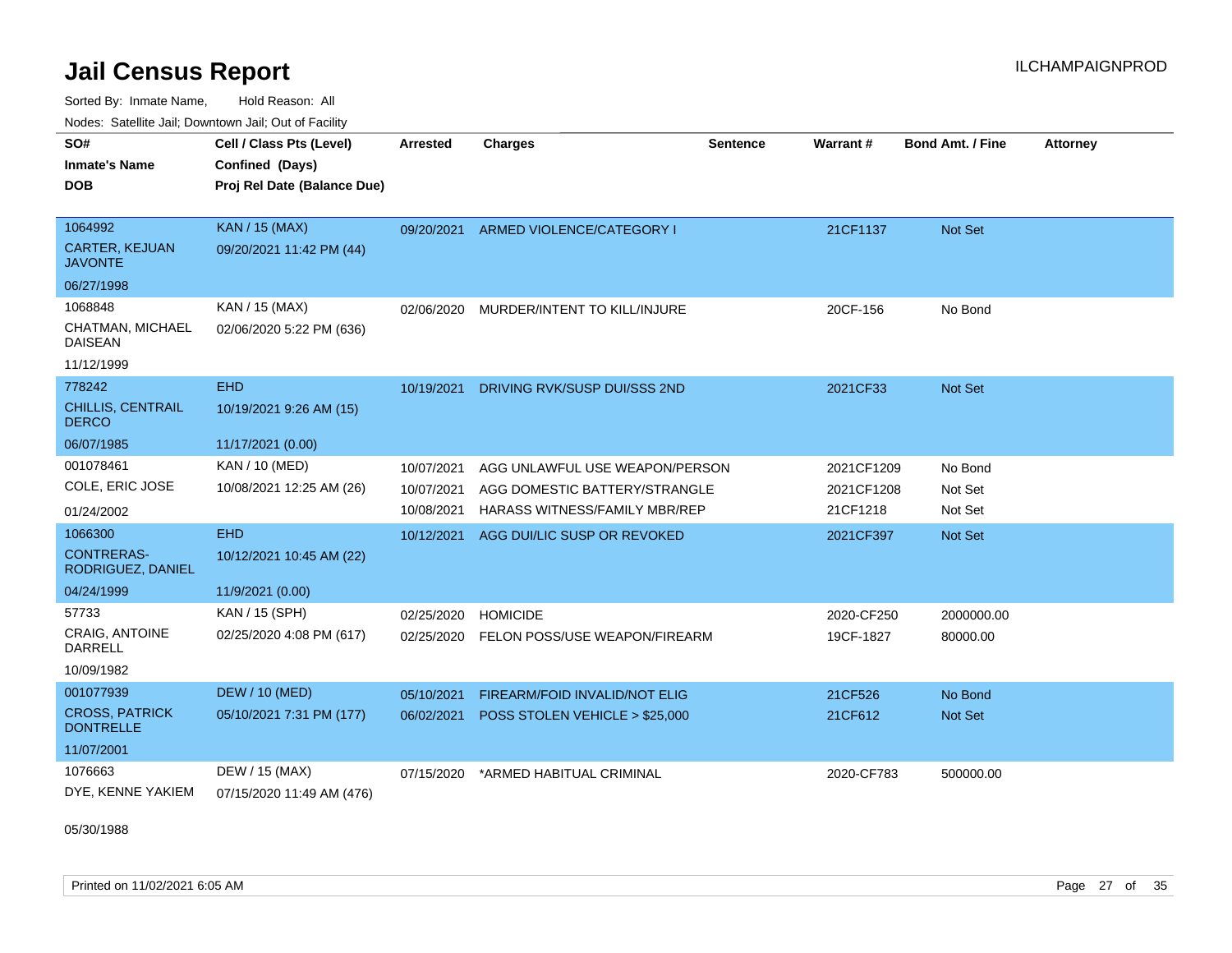# Jail Census Report

ILCHAMPAIGNPROD

Sorted By: Inmate Name, Hold Reason: All

Nodes: Satellite Jail; Downtown Jail; Out of Facility

| SO# / Inmate's Name / DOB | Cell / Class Pts (Level) / Confined (Days) / Proj Rel Date (Balance Due) | Arrested | Charges | Sentence | Warrant # | Bond Amt. / Fine | Attorney |
|---|---|---|---|---|---|---|---|
| 1064992<br>CARTER, KEJUAN JAVONTE<br>06/27/1998 | KAN / 15 (MAX)<br>09/20/2021 11:42 PM (44) | 09/20/2021 | ARMED VIOLENCE/CATEGORY I | | 21CF1137 | Not Set | |
| 1068848<br>CHATMAN, MICHAEL DAISEAN<br>11/12/1999 | KAN / 15 (MAX)<br>02/06/2020 5:22 PM (636) | 02/06/2020 | MURDER/INTENT TO KILL/INJURE | | 20CF-156 | No Bond | |
| 778242<br>CHILLIS, CENTRAIL DERCO<br>06/07/1985 | EHD<br>10/19/2021 9:26 AM (15)<br>11/17/2021 (0.00) | 10/19/2021 | DRIVING RVK/SUSP DUI/SSS 2ND | | 2021CF33 | Not Set | |
| 001078461<br>COLE, ERIC JOSE<br>01/24/2002 | KAN / 10 (MED)<br>10/08/2021 12:25 AM (26) | 10/07/2021 | AGG UNLAWFUL USE WEAPON/PERSON | | 2021CF1209 | No Bond | |
| | | 10/07/2021 | AGG DOMESTIC BATTERY/STRANGLE | | 2021CF1208 | Not Set | |
| | | 10/08/2021 | HARASS WITNESS/FAMILY MBR/REP | | 21CF1218 | Not Set | |
| 1066300<br>CONTRERAS-RODRIGUEZ, DANIEL<br>04/24/1999 | EHD<br>10/12/2021 10:45 AM (22)<br>11/9/2021 (0.00) | 10/12/2021 | AGG DUI/LIC SUSP OR REVOKED | | 2021CF397 | Not Set | |
| 57733<br>CRAIG, ANTOINE DARRELL<br>10/09/1982 | KAN / 15 (SPH)<br>02/25/2020 4:08 PM (617) | 02/25/2020 | HOMICIDE | | 2020-CF250 | 2000000.00 | |
| | | 02/25/2020 | FELON POSS/USE WEAPON/FIREARM | | 19CF-1827 | 80000.00 | |
| 001077939<br>CROSS, PATRICK DONTRELLE<br>11/07/2001 | DEW / 10 (MED)<br>05/10/2021 7:31 PM (177) | 05/10/2021 | FIREARM/FOID INVALID/NOT ELIG | | 21CF526 | No Bond | |
| | | 06/02/2021 | POSS STOLEN VEHICLE > $25,000 | | 21CF612 | Not Set | |
| 1076663<br>DYE, KENNE YAKIEM<br>05/30/1988 | DEW / 15 (MAX)<br>07/15/2020 11:49 AM (476) | 07/15/2020 | *ARMED HABITUAL CRIMINAL | | 2020-CF783 | 500000.00 | |

Printed on 11/02/2021 6:05 AM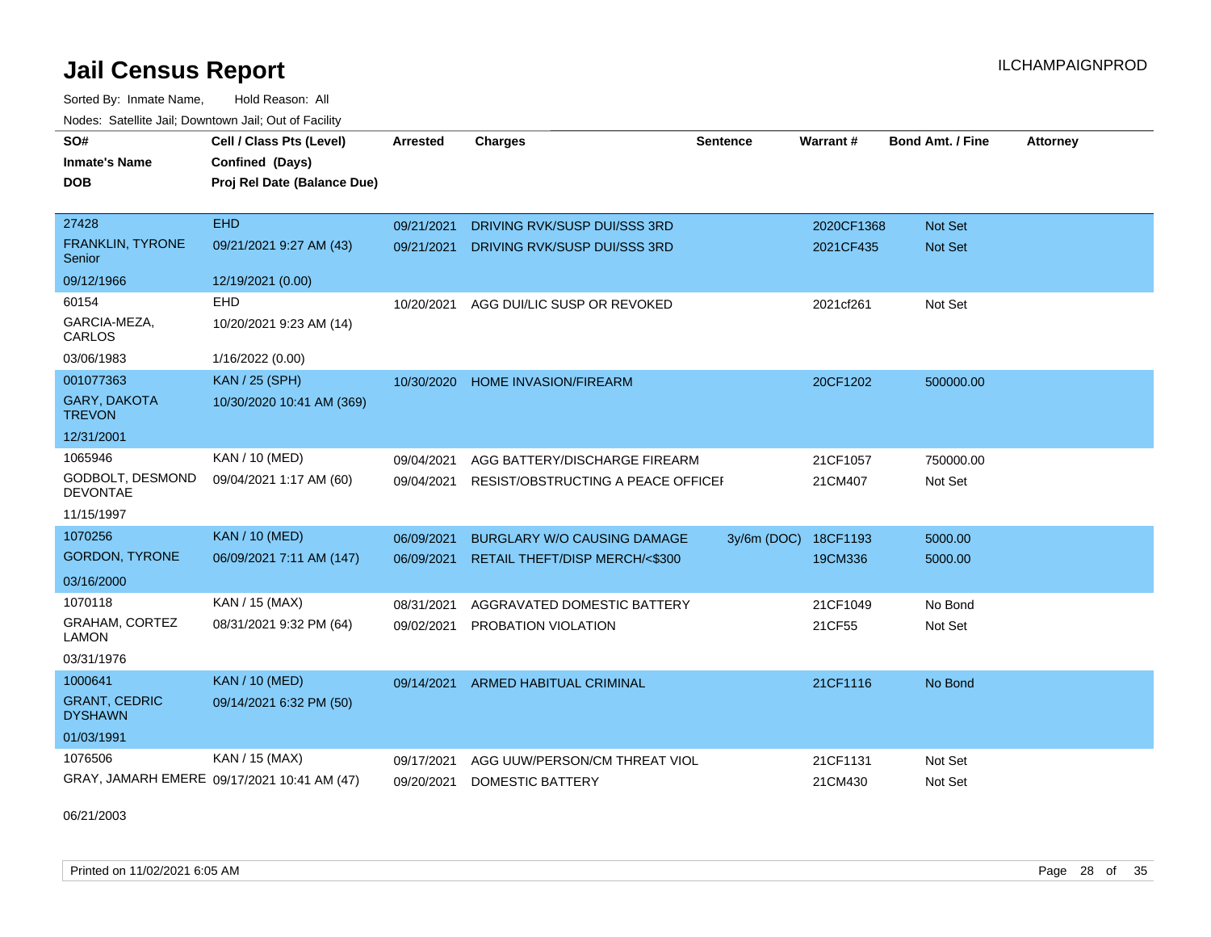# Jail Census Report

ILCHAMPAIGNPROD

Sorted By: Inmate Name, Hold Reason: All

Nodes: Satellite Jail; Downtown Jail; Out of Facility

| SO# / Inmate's Name / DOB | Cell / Class Pts (Level) / Confined (Days) / Proj Rel Date (Balance Due) | Arrested | Charges | Sentence | Warrant # | Bond Amt. / Fine | Attorney |
|---|---|---|---|---|---|---|---|
| 27428 | EHD | 09/21/2021 | DRIVING RVK/SUSP DUI/SSS 3RD | | 2020CF1368 | Not Set | |
| FRANKLIN, TYRONE Senior | 09/21/2021 9:27 AM (43) | 09/21/2021 | DRIVING RVK/SUSP DUI/SSS 3RD | | 2021CF435 | Not Set | |
| 09/12/1966 | 12/19/2021 (0.00) | | | | | | |
| 60154 | EHD | 10/20/2021 | AGG DUI/LIC SUSP OR REVOKED | | 2021cf261 | Not Set | |
| GARCIA-MEZA, CARLOS | 10/20/2021 9:23 AM (14) | | | | | | |
| 03/06/1983 | 1/16/2022 (0.00) | | | | | | |
| 001077363 | KAN / 25 (SPH) | 10/30/2020 | HOME INVASION/FIREARM | | 20CF1202 | 500000.00 | |
| GARY, DAKOTA TREVON | 10/30/2020 10:41 AM (369) | | | | | | |
| 12/31/2001 | | | | | | | |
| 1065946 | KAN / 10 (MED) | 09/04/2021 | AGG BATTERY/DISCHARGE FIREARM | | 21CF1057 | 750000.00 | |
| GODBOLT, DESMOND DEVONTAE | 09/04/2021 1:17 AM (60) | 09/04/2021 | RESIST/OBSTRUCTING A PEACE OFFICEI | | 21CM407 | Not Set | |
| 11/15/1997 | | | | | | | |
| 1070256 | KAN / 10 (MED) | 06/09/2021 | BURGLARY W/O CAUSING DAMAGE | 3y/6m (DOC) | 18CF1193 | 5000.00 | |
| GORDON, TYRONE | 06/09/2021 7:11 AM (147) | 06/09/2021 | RETAIL THEFT/DISP MERCH/<$300 | | 19CM336 | 5000.00 | |
| 03/16/2000 | | | | | | | |
| 1070118 | KAN / 15 (MAX) | 08/31/2021 | AGGRAVATED DOMESTIC BATTERY | | 21CF1049 | No Bond | |
| GRAHAM, CORTEZ LAMON | 08/31/2021 9:32 PM (64) | 09/02/2021 | PROBATION VIOLATION | | 21CF55 | Not Set | |
| 03/31/1976 | | | | | | | |
| 1000641 | KAN / 10 (MED) | 09/14/2021 | ARMED HABITUAL CRIMINAL | | 21CF1116 | No Bond | |
| GRANT, CEDRIC DYSHAWN | 09/14/2021 6:32 PM (50) | | | | | | |
| 01/03/1991 | | | | | | | |
| 1076506 | KAN / 15 (MAX) | 09/17/2021 | AGG UUW/PERSON/CM THREAT VIOL | | 21CF1131 | Not Set | |
| GRAY, JAMARH EMERE | 09/17/2021 10:41 AM (47) | 09/20/2021 | DOMESTIC BATTERY | | 21CM430 | Not Set | |
| 06/21/2003 | | | | | | | |

Printed on 11/02/2021 6:05 AM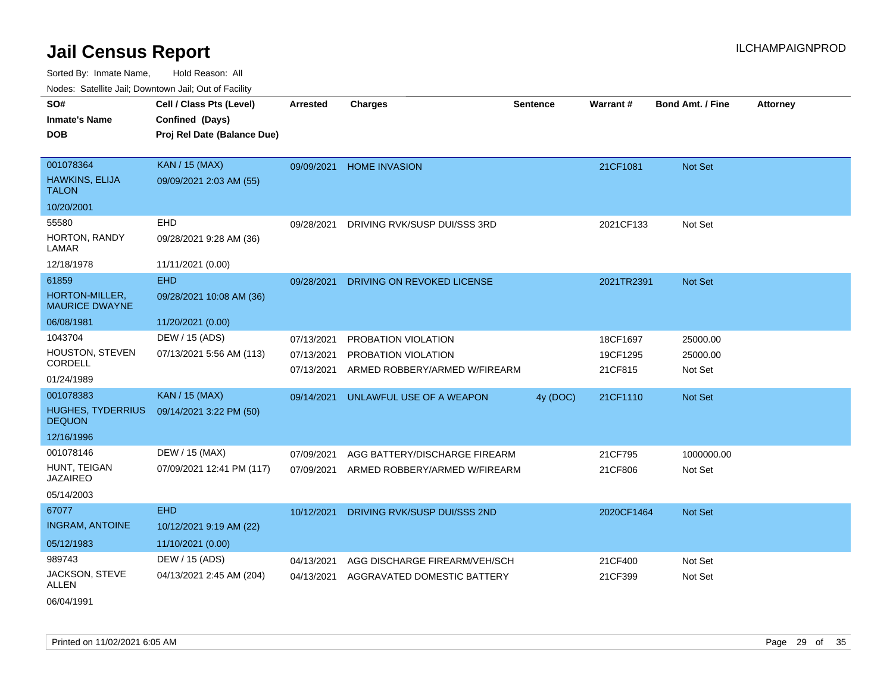# Jail Census Report

ILCHAMPAIGNPROD

Sorted By: Inmate Name, Hold Reason: All

Nodes: Satellite Jail; Downtown Jail; Out of Facility

| SO# / Inmate's Name / DOB | Cell / Class Pts (Level) / Confined (Days) / Proj Rel Date (Balance Due) | Arrested | Charges | Sentence | Warrant # | Bond Amt. / Fine | Attorney |
|---|---|---|---|---|---|---|---|
| 001078364<br>HAWKINS, ELIJA TALON<br>10/20/2001 | KAN / 15 (MAX)<br>09/09/2021 2:03 AM (55) | 09/09/2021 | HOME INVASION | | 21CF1081 | Not Set | |
| 55580<br>HORTON, RANDY LAMAR<br>12/18/1978 | EHD<br>09/28/2021 9:28 AM (36)<br>11/11/2021 (0.00) | 09/28/2021 | DRIVING RVK/SUSP DUI/SSS 3RD | | 2021CF133 | Not Set | |
| 61859<br>HORTON-MILLER, MAURICE DWAYNE<br>06/08/1981 | EHD<br>09/28/2021 10:08 AM (36)<br>11/20/2021 (0.00) | 09/28/2021 | DRIVING ON REVOKED LICENSE | | 2021TR2391 | Not Set | |
| 1043704<br>HOUSTON, STEVEN CORDELL<br>01/24/1989 | DEW / 15 (ADS)<br>07/13/2021 5:56 AM (113) | 07/13/2021<br>07/13/2021<br>07/13/2021 | PROBATION VIOLATION<br>PROBATION VIOLATION<br>ARMED ROBBERY/ARMED W/FIREARM | | 18CF1697<br>19CF1295<br>21CF815 | 25000.00<br>25000.00<br>Not Set | |
| 001078383<br>HUGHES, TYDERRIUS DEQUON<br>12/16/1996 | KAN / 15 (MAX)<br>09/14/2021 3:22 PM (50) | 09/14/2021 | UNLAWFUL USE OF A WEAPON | 4y (DOC) | 21CF1110 | Not Set | |
| 001078146<br>HUNT, TEIGAN JAZAIREO<br>05/14/2003 | DEW / 15 (MAX)<br>07/09/2021 12:41 PM (117) | 07/09/2021<br>07/09/2021 | AGG BATTERY/DISCHARGE FIREARM<br>ARMED ROBBERY/ARMED W/FIREARM | | 21CF795<br>21CF806 | 1000000.00<br>Not Set | |
| 67077<br>INGRAM, ANTOINE<br>05/12/1983 | EHD<br>10/12/2021 9:19 AM (22)<br>11/10/2021 (0.00) | 10/12/2021 | DRIVING RVK/SUSP DUI/SSS 2ND | | 2020CF1464 | Not Set | |
| 989743<br>JACKSON, STEVE ALLEN<br>06/04/1991 | DEW / 15 (ADS)<br>04/13/2021 2:45 AM (204) | 04/13/2021<br>04/13/2021 | AGG DISCHARGE FIREARM/VEH/SCH<br>AGGRAVATED DOMESTIC BATTERY | | 21CF400<br>21CF399 | Not Set<br>Not Set | |

Printed on 11/02/2021 6:05 AM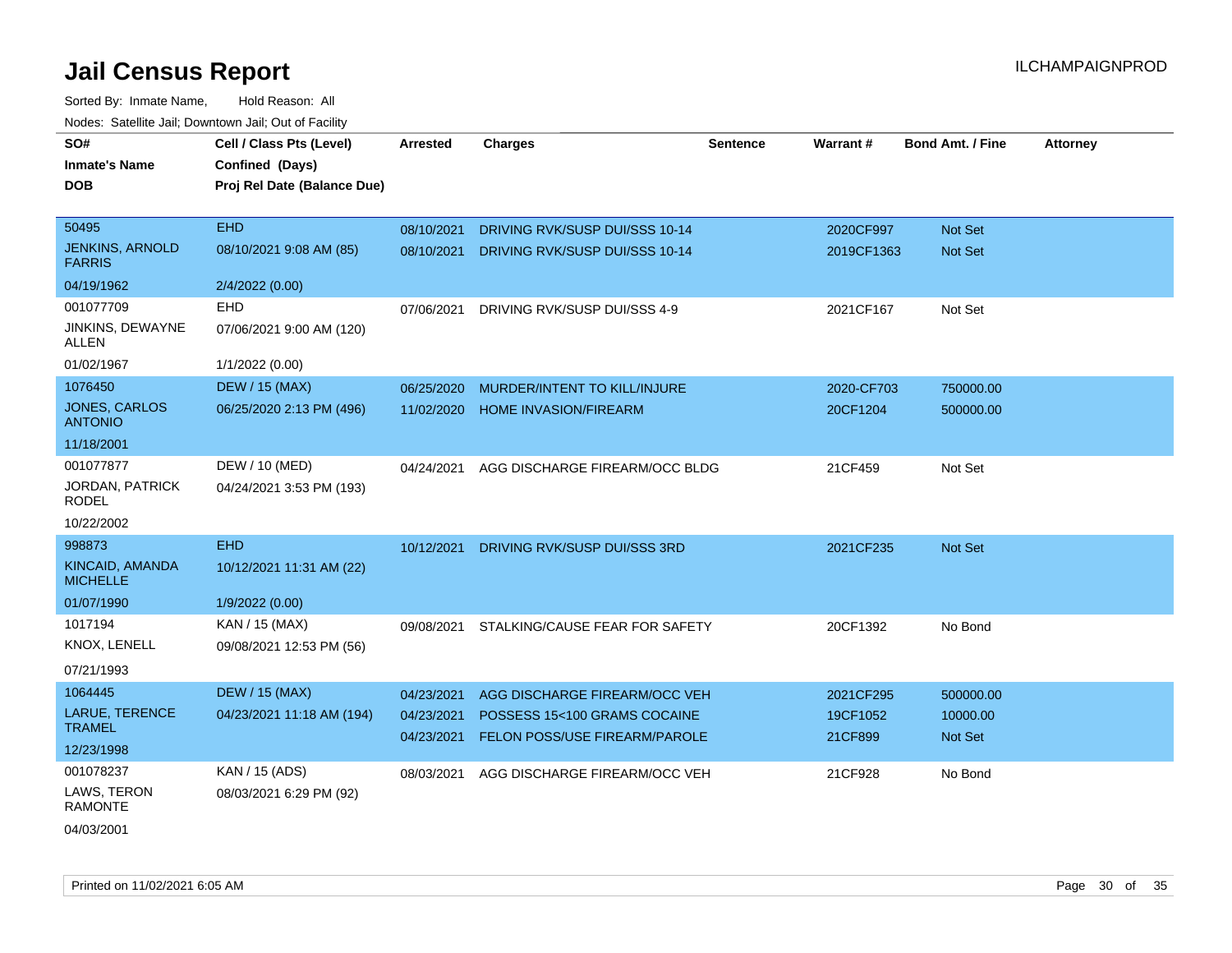# Jail Census Report

Sorted By: Inmate Name, Hold Reason: All

Nodes: Satellite Jail; Downtown Jail; Out of Facility

| SO# / Inmate's Name / DOB | Cell / Class Pts (Level) / Confined (Days) / Proj Rel Date (Balance Due) | Arrested | Charges | Sentence | Warrant # | Bond Amt. / Fine | Attorney |
|---|---|---|---|---|---|---|---|
| 50495<br>JENKINS, ARNOLD FARRIS<br>04/19/1962 | EHD<br>08/10/2021 9:08 AM (85)<br>2/4/2022 (0.00) | 08/10/2021<br>08/10/2021 | DRIVING RVK/SUSP DUI/SSS 10-14<br>DRIVING RVK/SUSP DUI/SSS 10-14 | | 2020CF997<br>2019CF1363 | Not Set<br>Not Set | |
| 001077709<br>JINKINS, DEWAYNE ALLEN<br>01/02/1967 | EHD<br>07/06/2021 9:00 AM (120)<br>1/1/2022 (0.00) | 07/06/2021 | DRIVING RVK/SUSP DUI/SSS 4-9 | | 2021CF167 | Not Set | |
| 1076450<br>JONES, CARLOS ANTONIO<br>11/18/2001 | DEW / 15 (MAX)<br>06/25/2020 2:13 PM (496) | 06/25/2020<br>11/02/2020 | MURDER/INTENT TO KILL/INJURE<br>HOME INVASION/FIREARM | | 2020-CF703<br>20CF1204 | 750000.00<br>500000.00 | |
| 001077877<br>JORDAN, PATRICK RODEL<br>10/22/2002 | DEW / 10 (MED)<br>04/24/2021 3:53 PM (193) | 04/24/2021 | AGG DISCHARGE FIREARM/OCC BLDG | | 21CF459 | Not Set | |
| 998873<br>KINCAID, AMANDA MICHELLE<br>01/07/1990 | EHD<br>10/12/2021 11:31 AM (22)<br>1/9/2022 (0.00) | 10/12/2021 | DRIVING RVK/SUSP DUI/SSS 3RD | | 2021CF235 | Not Set | |
| 1017194<br>KNOX, LENELL<br>07/21/1993 | KAN / 15 (MAX)<br>09/08/2021 12:53 PM (56) | 09/08/2021 | STALKING/CAUSE FEAR FOR SAFETY | | 20CF1392 | No Bond | |
| 1064445<br>LARUE, TERENCE TRAMEL<br>12/23/1998 | DEW / 15 (MAX)<br>04/23/2021 11:18 AM (194) | 04/23/2021<br>04/23/2021<br>04/23/2021 | AGG DISCHARGE FIREARM/OCC VEH<br>POSSESS 15<100 GRAMS COCAINE<br>FELON POSS/USE FIREARM/PAROLE | | 2021CF295<br>19CF1052<br>21CF899 | 500000.00<br>10000.00<br>Not Set | |
| 001078237<br>LAWS, TERON RAMONTE<br>04/03/2001 | KAN / 15 (ADS)<br>08/03/2021 6:29 PM (92) | 08/03/2021 | AGG DISCHARGE FIREARM/OCC VEH | | 21CF928 | No Bond | |

Printed on 11/02/2021 6:05 AM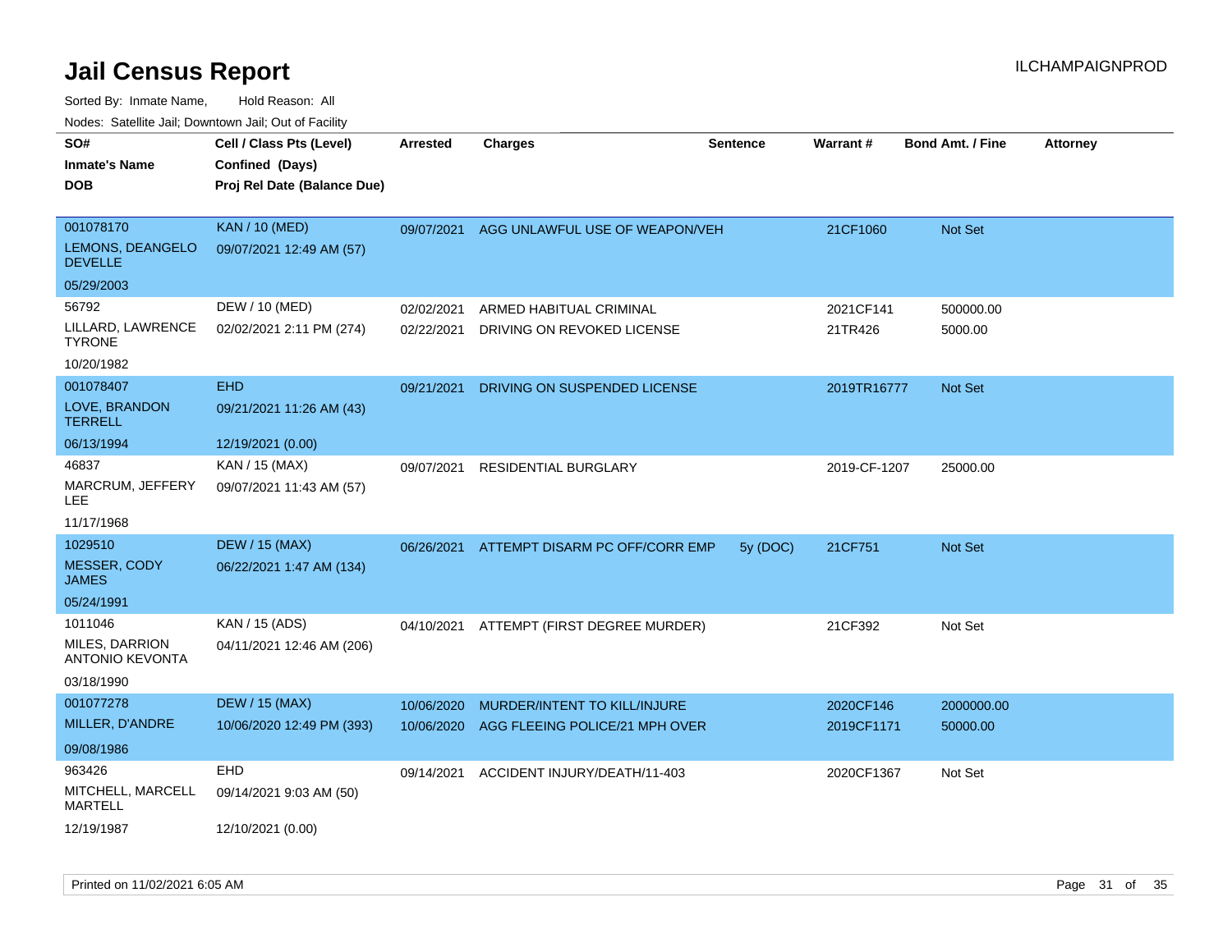# Jail Census Report

ILCHAMPAIGNPROD

Sorted By: Inmate Name, Hold Reason: All

Nodes: Satellite Jail; Downtown Jail; Out of Facility

| SO# / Inmate's Name / DOB | Cell / Class Pts (Level) / Confined (Days) / Proj Rel Date (Balance Due) | Arrested | Charges | Sentence | Warrant # | Bond Amt. / Fine | Attorney |
|---|---|---|---|---|---|---|---|
| 001078170<br>LEMONS, DEANGELO DEVELLE<br>05/29/2003 | KAN / 10 (MED)<br>09/07/2021 12:49 AM (57) | 09/07/2021 | AGG UNLAWFUL USE OF WEAPON/VEH | | 21CF1060 | Not Set | |
| 56792<br>LILLARD, LAWRENCE TYRONE<br>10/20/1982 | DEW / 10 (MED)<br>02/02/2021 2:11 PM (274) | 02/02/2021<br>02/22/2021 | ARMED HABITUAL CRIMINAL<br>DRIVING ON REVOKED LICENSE | | 2021CF141<br>21TR426 | 500000.00<br>5000.00 | |
| 001078407<br>LOVE, BRANDON TERRELL<br>06/13/1994 | EHD<br>09/21/2021 11:26 AM (43)<br>12/19/2021 (0.00) | 09/21/2021 | DRIVING ON SUSPENDED LICENSE | | 2019TR16777 | Not Set | |
| 46837<br>MARCRUM, JEFFERY LEE<br>11/17/1968 | KAN / 15 (MAX)<br>09/07/2021 11:43 AM (57) | 09/07/2021 | RESIDENTIAL BURGLARY | | 2019-CF-1207 | 25000.00 | |
| 1029510<br>MESSER, CODY JAMES<br>05/24/1991 | DEW / 15 (MAX)<br>06/22/2021 1:47 AM (134) | 06/26/2021 | ATTEMPT DISARM PC OFF/CORR EMP | 5y (DOC) | 21CF751 | Not Set | |
| 1011046<br>MILES, DARRION ANTONIO KEVONTA<br>03/18/1990 | KAN / 15 (ADS)<br>04/11/2021 12:46 AM (206) | 04/10/2021 | ATTEMPT (FIRST DEGREE MURDER) | | 21CF392 | Not Set | |
| 001077278<br>MILLER, D'ANDRE<br>09/08/1986 | DEW / 15 (MAX)<br>10/06/2020 12:49 PM (393) | 10/06/2020<br>10/06/2020 | MURDER/INTENT TO KILL/INJURE<br>AGG FLEEING POLICE/21 MPH OVER | | 2020CF146<br>2019CF1171 | 2000000.00<br>50000.00 | |
| 963426<br>MITCHELL, MARCELL MARTELL<br>12/19/1987 | EHD<br>09/14/2021 9:03 AM (50)<br>12/10/2021 (0.00) | 09/14/2021 | ACCIDENT INJURY/DEATH/11-403 | | 2020CF1367 | Not Set | |

Printed on 11/02/2021 6:05 AM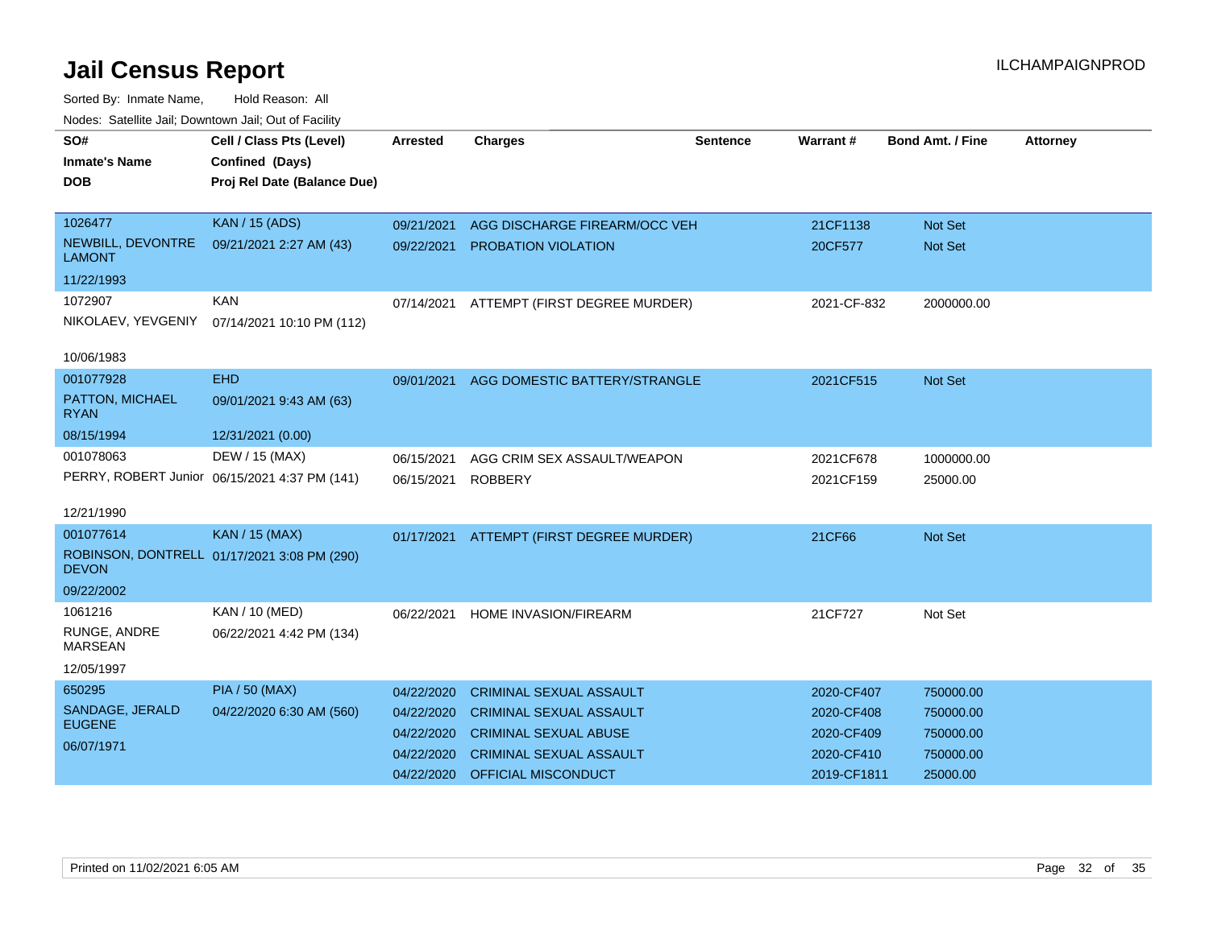# Jail Census Report

Sorted By: Inmate Name, Hold Reason: All

Nodes: Satellite Jail; Downtown Jail; Out of Facility

| SO# / Inmate's Name / DOB | Cell / Class Pts (Level) / Confined (Days) / Proj Rel Date (Balance Due) | Arrested | Charges | Sentence | Warrant # | Bond Amt. / Fine | Attorney |
|---|---|---|---|---|---|---|---|
| 1026477 | KAN / 15 (ADS) | 09/21/2021 | AGG DISCHARGE FIREARM/OCC VEH | | 21CF1138 | Not Set | |
| NEWBILL, DEVONTRE LAMONT | 09/21/2021 2:27 AM (43) | 09/22/2021 | PROBATION VIOLATION | | 20CF577 | Not Set | |
| 11/22/1993 | | | | | | | |
| 1072907 | KAN | 07/14/2021 | ATTEMPT (FIRST DEGREE MURDER) | | 2021-CF-832 | 2000000.00 | |
| NIKOLAEV, YEVGENIY | 07/14/2021 10:10 PM (112) | | | | | | |
| 10/06/1983 | | | | | | | |
| 001077928 | EHD | 09/01/2021 | AGG DOMESTIC BATTERY/STRANGLE | | 2021CF515 | Not Set | |
| PATTON, MICHAEL RYAN | 09/01/2021 9:43 AM (63) | | | | | | |
| 08/15/1994 | 12/31/2021 (0.00) | | | | | | |
| 001078063 | DEW / 15 (MAX) | 06/15/2021 | AGG CRIM SEX ASSAULT/WEAPON | | 2021CF678 | 1000000.00 | |
| PERRY, ROBERT Junior | 06/15/2021 4:37 PM (141) | 06/15/2021 | ROBBERY | | 2021CF159 | 25000.00 | |
| 12/21/1990 | | | | | | | |
| 001077614 | KAN / 15 (MAX) | 01/17/2021 | ATTEMPT (FIRST DEGREE MURDER) | | 21CF66 | Not Set | |
| ROBINSON, DONTRELL DEVON | 01/17/2021 3:08 PM (290) | | | | | | |
| 09/22/2002 | | | | | | | |
| 1061216 | KAN / 10 (MED) | 06/22/2021 | HOME INVASION/FIREARM | | 21CF727 | Not Set | |
| RUNGE, ANDRE MARSEAN | 06/22/2021 4:42 PM (134) | | | | | | |
| 12/05/1997 | | | | | | | |
| 650295 | PIA / 50 (MAX) | 04/22/2020 | CRIMINAL SEXUAL ASSAULT | | 2020-CF407 | 750000.00 | |
| SANDAGE, JERALD EUGENE | 04/22/2020 6:30 AM (560) | 04/22/2020 | CRIMINAL SEXUAL ASSAULT | | 2020-CF408 | 750000.00 | |
| 06/07/1971 | | 04/22/2020 | CRIMINAL SEXUAL ABUSE | | 2020-CF409 | 750000.00 | |
| | | 04/22/2020 | CRIMINAL SEXUAL ASSAULT | | 2020-CF410 | 750000.00 | |
| | | 04/22/2020 | OFFICIAL MISCONDUCT | | 2019-CF1811 | 25000.00 | |

Printed on 11/02/2021 6:05 AM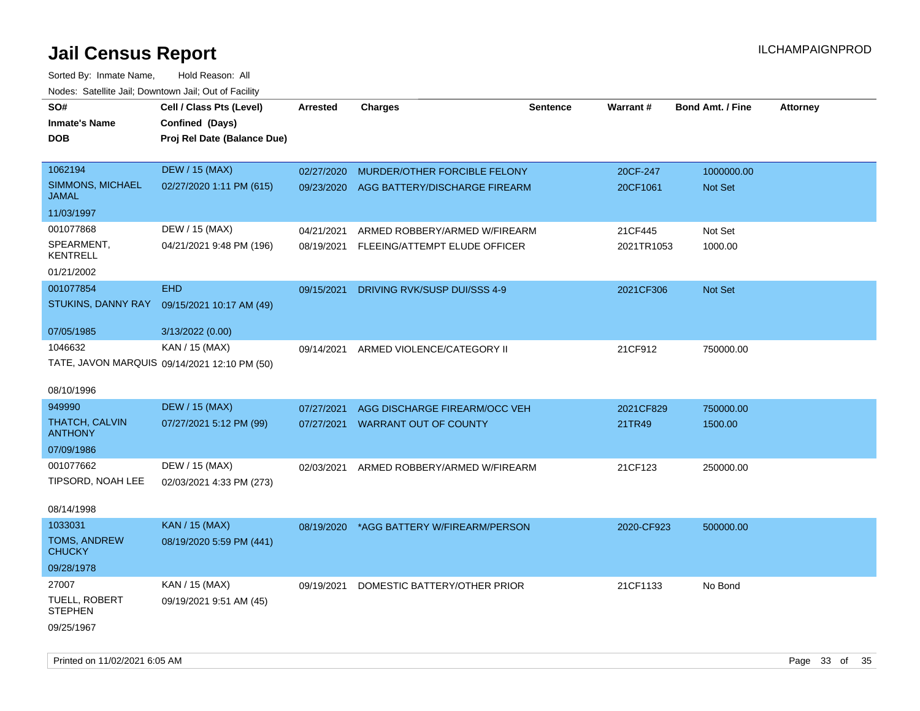# Jail Census Report

Sorted By: Inmate Name, Hold Reason: All

Nodes: Satellite Jail; Downtown Jail; Out of Facility

| SO# / Inmate's Name / DOB | Cell / Class Pts (Level) / Confined (Days) / Proj Rel Date (Balance Due) | Arrested | Charges | Sentence | Warrant # | Bond Amt. / Fine | Attorney |
|---|---|---|---|---|---|---|---|
| 1062194<br>SIMMONS, MICHAEL JAMAL<br>11/03/1997 | DEW / 15 (MAX)<br>02/27/2020 1:11 PM (615) | 02/27/2020<br>09/23/2020 | MURDER/OTHER FORCIBLE FELONY<br>AGG BATTERY/DISCHARGE FIREARM | | 20CF-247<br>20CF1061 | 1000000.00<br>Not Set | |
| 001077868<br>SPEARMENT, KENTRELL<br>01/21/2002 | DEW / 15 (MAX)<br>04/21/2021 9:48 PM (196) | 04/21/2021<br>08/19/2021 | ARMED ROBBERY/ARMED W/FIREARM<br>FLEEING/ATTEMPT ELUDE OFFICER | | 21CF445<br>2021TR1053 | Not Set<br>1000.00 | |
| 001077854<br>STUKINS, DANNY RAY<br>07/05/1985 | EHD<br>09/15/2021 10:17 AM (49)<br>3/13/2022 (0.00) | 09/15/2021 | DRIVING RVK/SUSP DUI/SSS 4-9 | | 2021CF306 | Not Set | |
| 1046632<br>TATE, JAVON MARQUIS<br>08/10/1996 | KAN / 15 (MAX)<br>09/14/2021 12:10 PM (50) | 09/14/2021 | ARMED VIOLENCE/CATEGORY II | | 21CF912 | 750000.00 | |
| 949990<br>THATCH, CALVIN ANTHONY<br>07/09/1986 | DEW / 15 (MAX)<br>07/27/2021 5:12 PM (99) | 07/27/2021<br>07/27/2021 | AGG DISCHARGE FIREARM/OCC VEH<br>WARRANT OUT OF COUNTY | | 2021CF829<br>21TR49 | 750000.00<br>1500.00 | |
| 001077662<br>TIPSORD, NOAH LEE<br>08/14/1998 | DEW / 15 (MAX)<br>02/03/2021 4:33 PM (273) | 02/03/2021 | ARMED ROBBERY/ARMED W/FIREARM | | 21CF123 | 250000.00 | |
| 1033031<br>TOMS, ANDREW CHUCKY<br>09/28/1978 | KAN / 15 (MAX)<br>08/19/2020 5:59 PM (441) | 08/19/2020 | *AGG BATTERY W/FIREARM/PERSON | | 2020-CF923 | 500000.00 | |
| 27007<br>TUELL, ROBERT STEPHEN<br>09/25/1967 | KAN / 15 (MAX)<br>09/19/2021 9:51 AM (45) | 09/19/2021 | DOMESTIC BATTERY/OTHER PRIOR | | 21CF1133 | No Bond | |

Printed on 11/02/2021 6:05 AM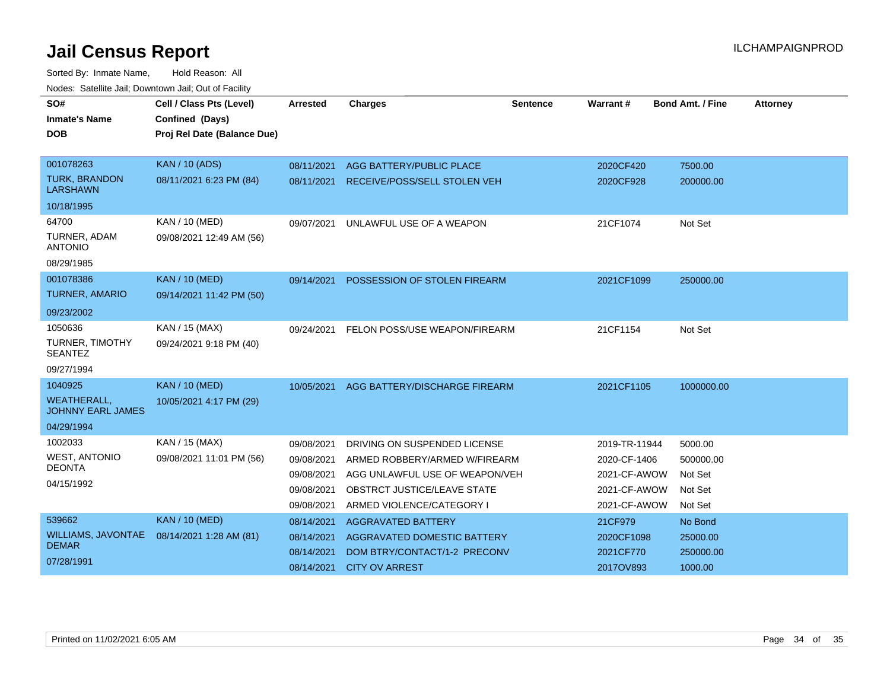# Jail Census Report

ILCHAMPAIGNPROD

Sorted By: Inmate Name, Hold Reason: All

Nodes: Satellite Jail; Downtown Jail; Out of Facility

| SO# / Inmate's Name / DOB | Cell / Class Pts (Level) / Confined (Days) / Proj Rel Date (Balance Due) | Arrested | Charges | Sentence | Warrant # | Bond Amt. / Fine | Attorney |
|---|---|---|---|---|---|---|---|
| 001078263 TURK, BRANDON LARSHAWN 10/18/1995 | KAN / 10 (ADS) 08/11/2021 6:23 PM (84) | 08/11/2021 | AGG BATTERY/PUBLIC PLACE | | 2020CF420 | 7500.00 | |
| | | 08/11/2021 | RECEIVE/POSS/SELL STOLEN VEH | | 2020CF928 | 200000.00 | |
| 64700 TURNER, ADAM ANTONIO 08/29/1985 | KAN / 10 (MED) 09/08/2021 12:49 AM (56) | 09/07/2021 | UNLAWFUL USE OF A WEAPON | | 21CF1074 | Not Set | |
| 001078386 TURNER, AMARIO 09/23/2002 | KAN / 10 (MED) 09/14/2021 11:42 PM (50) | 09/14/2021 | POSSESSION OF STOLEN FIREARM | | 2021CF1099 | 250000.00 | |
| 1050636 TURNER, TIMOTHY SEANTEZ 09/27/1994 | KAN / 15 (MAX) 09/24/2021 9:18 PM (40) | 09/24/2021 | FELON POSS/USE WEAPON/FIREARM | | 21CF1154 | Not Set | |
| 1040925 WEATHERALL, JOHNNY EARL JAMES 04/29/1994 | KAN / 10 (MED) 10/05/2021 4:17 PM (29) | 10/05/2021 | AGG BATTERY/DISCHARGE FIREARM | | 2021CF1105 | 1000000.00 | |
| 1002033 WEST, ANTONIO DEONTA 04/15/1992 | KAN / 15 (MAX) 09/08/2021 11:01 PM (56) | 09/08/2021 | DRIVING ON SUSPENDED LICENSE | | 2019-TR-11944 | 5000.00 | |
| | | 09/08/2021 | ARMED ROBBERY/ARMED W/FIREARM | | 2020-CF-1406 | 500000.00 | |
| | | 09/08/2021 | AGG UNLAWFUL USE OF WEAPON/VEH | | 2021-CF-AWOW | Not Set | |
| | | 09/08/2021 | OBSTRCT JUSTICE/LEAVE STATE | | 2021-CF-AWOW | Not Set | |
| | | 09/08/2021 | ARMED VIOLENCE/CATEGORY I | | 2021-CF-AWOW | Not Set | |
| 539662 WILLIAMS, JAVONTAE DEMAR 07/28/1991 | KAN / 10 (MED) 08/14/2021 1:28 AM (81) | 08/14/2021 | AGGRAVATED BATTERY | | 21CF979 | No Bond | |
| | | 08/14/2021 | AGGRAVATED DOMESTIC BATTERY | | 2020CF1098 | 25000.00 | |
| | | 08/14/2021 | DOM BTRY/CONTACT/1-2 PRECONV | | 2021CF770 | 250000.00 | |
| | | 08/14/2021 | CITY OV ARREST | | 2017OV893 | 1000.00 | |

Printed on 11/02/2021 6:05 AM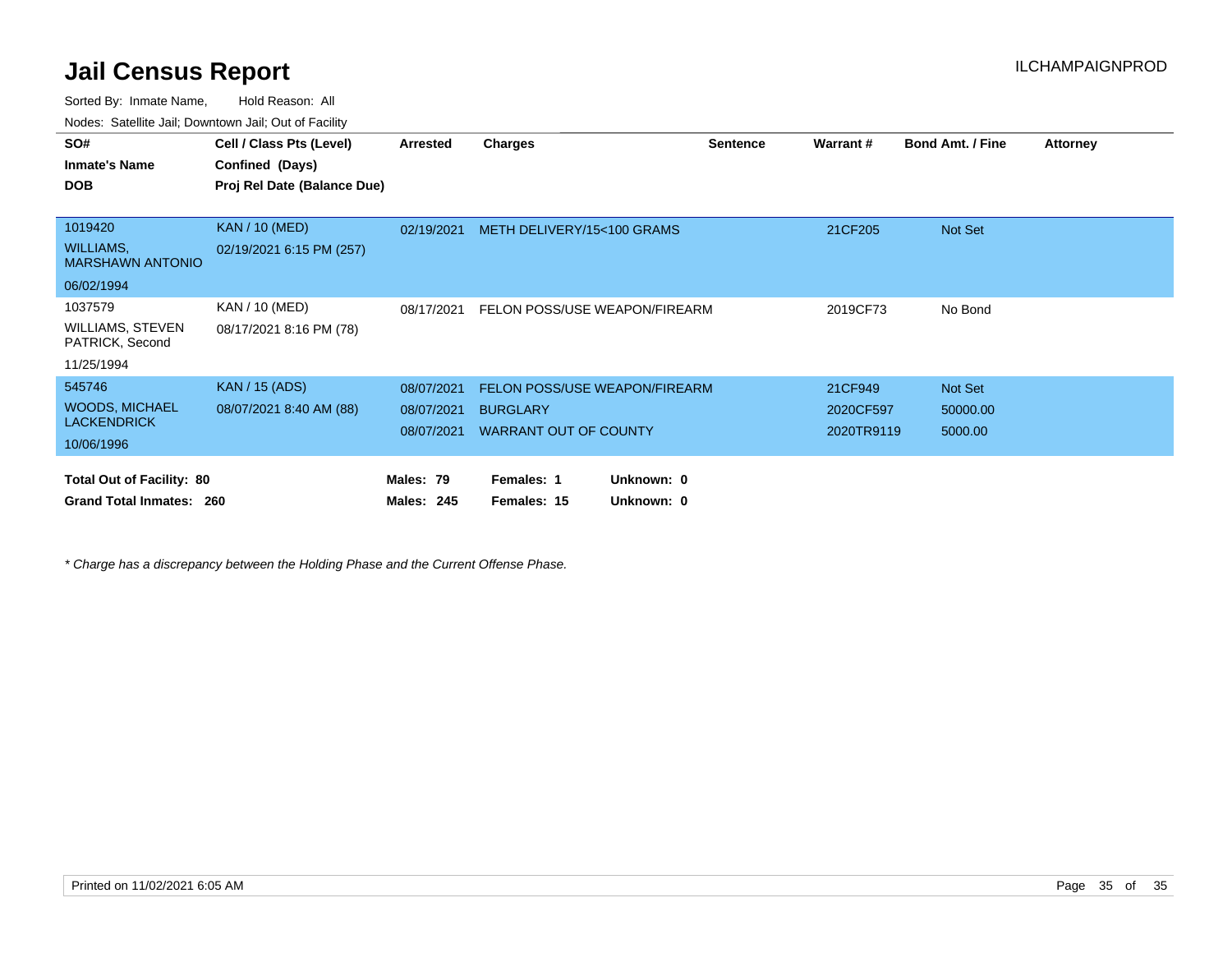# Jail Census Report

ILCHAMPAIGNPROD

Sorted By: Inmate Name, Hold Reason: All

Nodes: Satellite Jail; Downtown Jail; Out of Facility

| SO# / Inmate's Name / DOB | Cell / Class Pts (Level) / Confined (Days) / Proj Rel Date (Balance Due) | Arrested | Charges | Sentence | Warrant # | Bond Amt. / Fine | Attorney |
|---|---|---|---|---|---|---|---|
| 1019420 WILLIAMS, MARSHAWN ANTONIO 06/02/1994 | KAN / 10 (MED) 02/19/2021 6:15 PM (257) | 02/19/2021 | METH DELIVERY/15<100 GRAMS | | 21CF205 | Not Set | |
| 1037579 WILLIAMS, STEVEN PATRICK, Second 11/25/1994 | KAN / 10 (MED) 08/17/2021 8:16 PM (78) | 08/17/2021 | FELON POSS/USE WEAPON/FIREARM | | 2019CF73 | No Bond | |
| 545746 WOODS, MICHAEL LACKENDRICK 10/06/1996 | KAN / 15 (ADS) 08/07/2021 8:40 AM (88) | 08/07/2021 | FELON POSS/USE WEAPON/FIREARM | | 21CF949 | Not Set | |
| | | 08/07/2021 | BURGLARY | | 2020CF597 | 50000.00 | |
| | | 08/07/2021 | WARRANT OUT OF COUNTY | | 2020TR9119 | 5000.00 | |

**Total Out of Facility: 80** **Males: 79** **Females: 1** **Unknown: 0**

**Grand Total Inmates: 260** **Males: 245** **Females: 15** **Unknown: 0**

*\* Charge has a discrepancy between the Holding Phase and the Current Offense Phase.*

Printed on 11/02/2021 6:05 AM